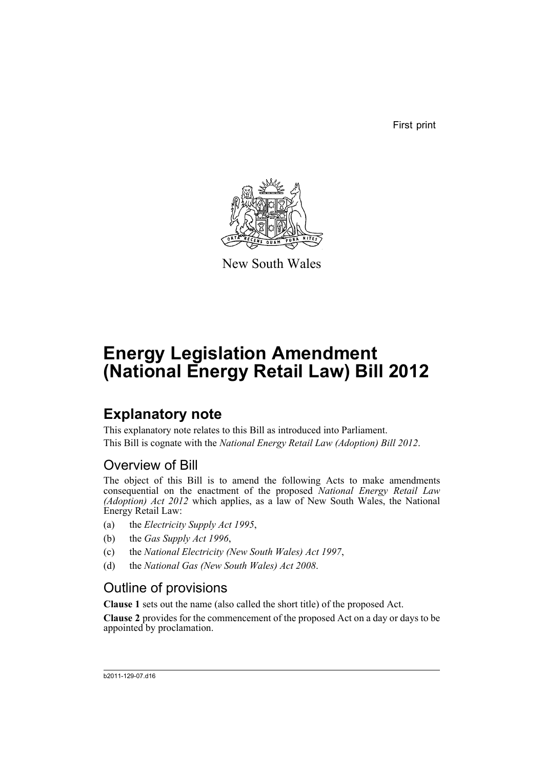First print

New South Wales

# Energy Legislation Amendment (National Energy Retail Law) Bill 2012

## Explanatory note

This explanatory note relates to this Bill as introduced into Parliament.

This Bill is cognate with the *National Energy Retail Law (Adoption) Bill 2012*.

### Overview of Bill

The object of this Bill is to amend the following Acts to make amendments consequential on the enactment of the proposed *National Energy Retail Law (Adoption) Act 2012* which applies, as a law of New South Wales, the National Energy Retail Law:

(a) the *Electricity Supply Act 1995*,

(b) the *Gas Supply Act 1996*,

(c) the *National Electricity (New South Wales) Act 1997*,

(d) the *National Gas (New South Wales) Act 2008*.

### Outline of provisions

**Clause 1** sets out the name (also called the short title) of the proposed Act.

**Clause 2** provides for the commencement of the proposed Act on a day or days to be appointed by proclamation.

b2011-129-07.d16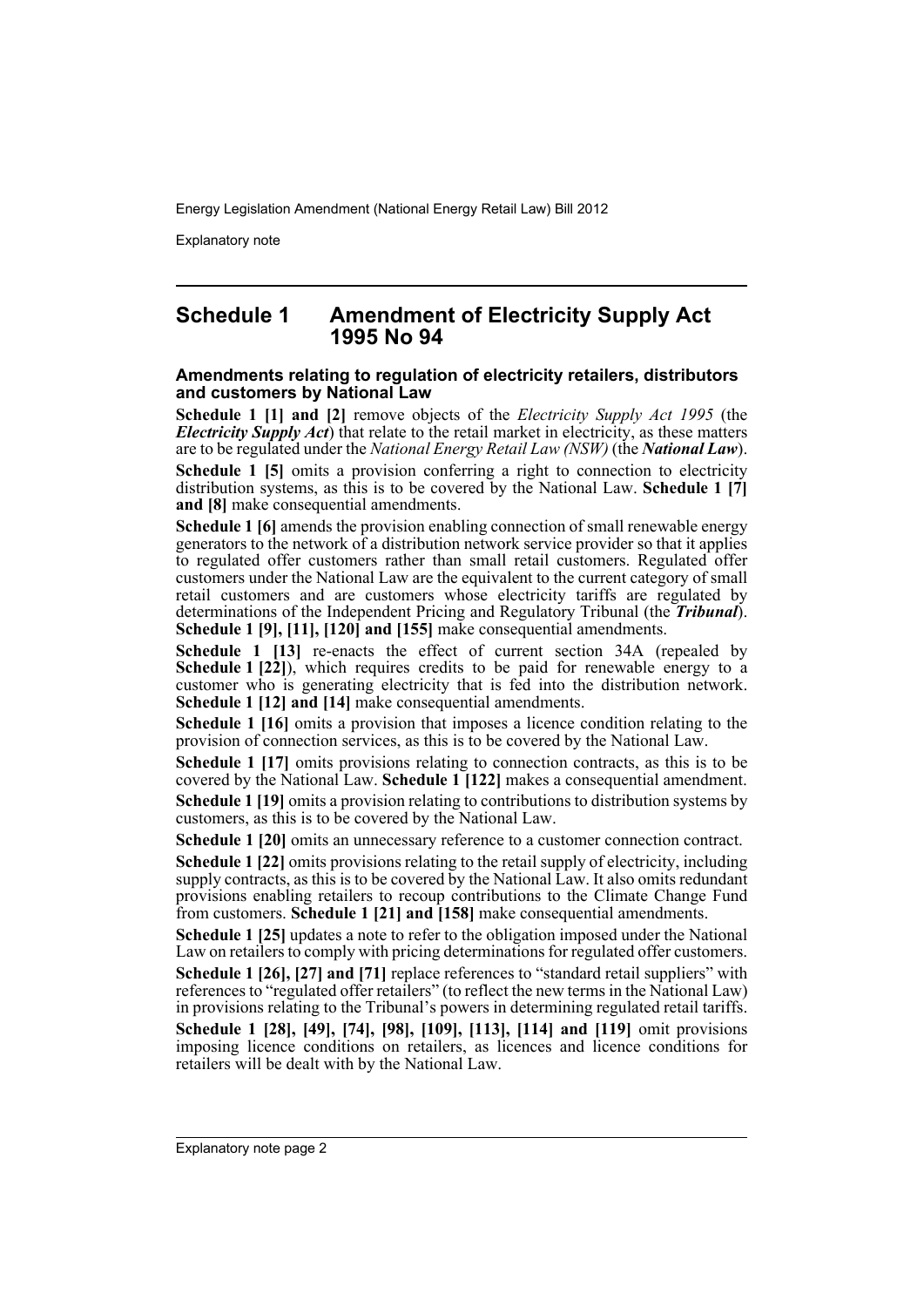## Schedule 1 Amendment of Electricity Supply Act 1995 No 94

### Amendments relating to regulation of electricity retailers, distributors and customers by National Law

**Schedule 1 [1] and [2]** remove objects of the *Electricity Supply Act 1995* (the ***Electricity Supply Act***) that relate to the retail market in electricity, as these matters are to be regulated under the *National Energy Retail Law (NSW)* (the ***National Law***).

**Schedule 1 [5]** omits a provision conferring a right to connection to electricity distribution systems, as this is to be covered by the National Law. **Schedule 1 [7] and [8]** make consequential amendments.

**Schedule 1 [6]** amends the provision enabling connection of small renewable energy generators to the network of a distribution network service provider so that it applies to regulated offer customers rather than small retail customers. Regulated offer customers under the National Law are the equivalent to the current category of small retail customers and are customers whose electricity tariffs are regulated by determinations of the Independent Pricing and Regulatory Tribunal (the ***Tribunal***). **Schedule 1 [9], [11], [120] and [155]** make consequential amendments.

**Schedule 1 [13]** re-enacts the effect of current section 34A (repealed by **Schedule 1 [22]**), which requires credits to be paid for renewable energy to a customer who is generating electricity that is fed into the distribution network. **Schedule 1 [12] and [14]** make consequential amendments.

**Schedule 1 [16]** omits a provision that imposes a licence condition relating to the provision of connection services, as this is to be covered by the National Law.

**Schedule 1 [17]** omits provisions relating to connection contracts, as this is to be covered by the National Law. **Schedule 1 [122]** makes a consequential amendment.

**Schedule 1 [19]** omits a provision relating to contributions to distribution systems by customers, as this is to be covered by the National Law.

**Schedule 1 [20]** omits an unnecessary reference to a customer connection contract.

**Schedule 1 [22]** omits provisions relating to the retail supply of electricity, including supply contracts, as this is to be covered by the National Law. It also omits redundant provisions enabling retailers to recoup contributions to the Climate Change Fund from customers. **Schedule 1 [21] and [158]** make consequential amendments.

**Schedule 1 [25]** updates a note to refer to the obligation imposed under the National Law on retailers to comply with pricing determinations for regulated offer customers.

**Schedule 1 [26], [27] and [71]** replace references to "standard retail suppliers" with references to "regulated offer retailers" (to reflect the new terms in the National Law) in provisions relating to the Tribunal's powers in determining regulated retail tariffs.

**Schedule 1 [28], [49], [74], [98], [109], [113], [114] and [119]** omit provisions imposing licence conditions on retailers, as licences and licence conditions for retailers will be dealt with by the National Law.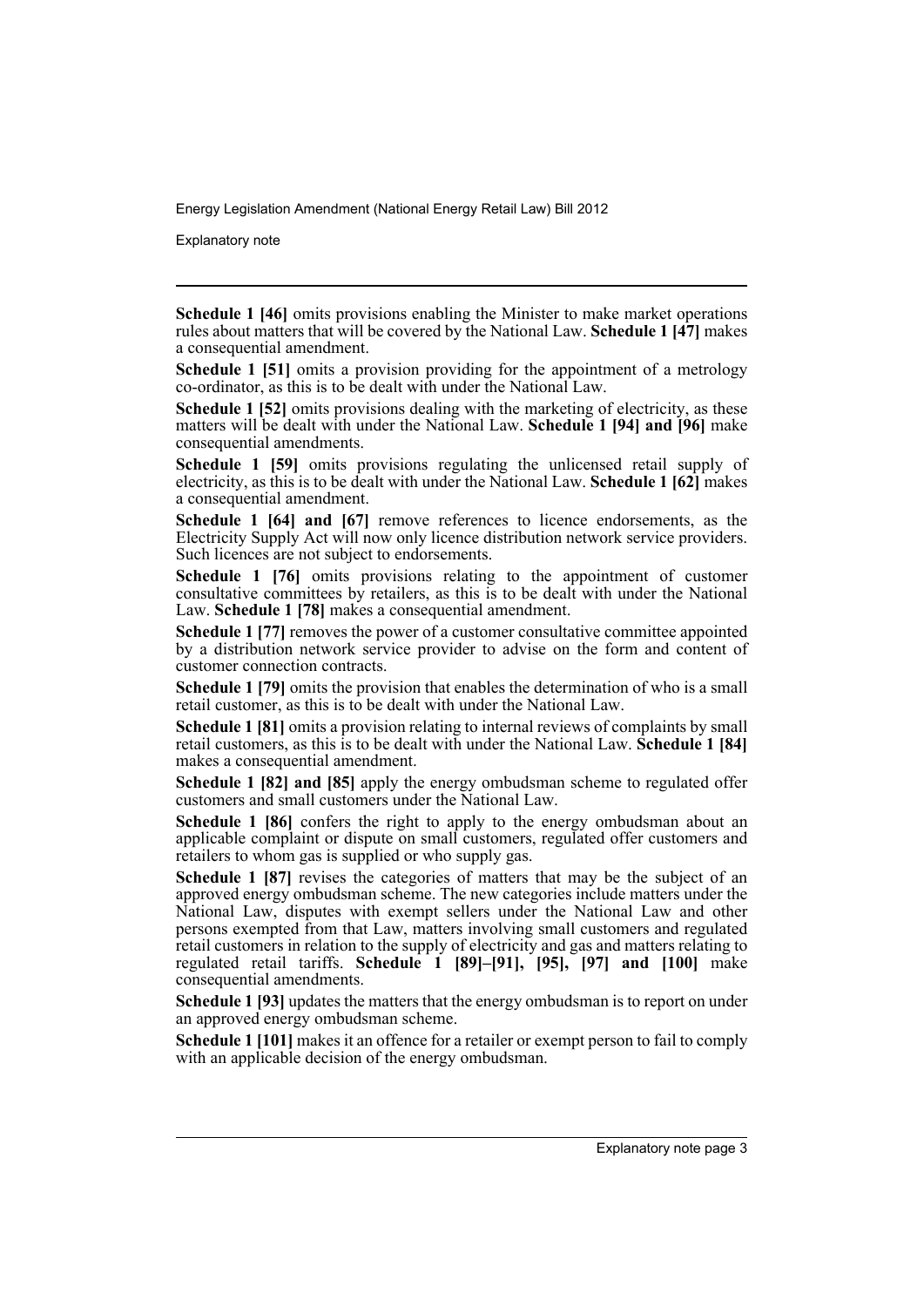**Schedule 1 [46]** omits provisions enabling the Minister to make market operations rules about matters that will be covered by the National Law. **Schedule 1 [47]** makes a consequential amendment.

**Schedule 1 [51]** omits a provision providing for the appointment of a metrology co-ordinator, as this is to be dealt with under the National Law.

**Schedule 1 [52]** omits provisions dealing with the marketing of electricity, as these matters will be dealt with under the National Law. **Schedule 1 [94] and [96]** make consequential amendments.

**Schedule 1 [59]** omits provisions regulating the unlicensed retail supply of electricity, as this is to be dealt with under the National Law. **Schedule 1 [62]** makes a consequential amendment.

**Schedule 1 [64] and [67]** remove references to licence endorsements, as the Electricity Supply Act will now only licence distribution network service providers. Such licences are not subject to endorsements.

**Schedule 1 [76]** omits provisions relating to the appointment of customer consultative committees by retailers, as this is to be dealt with under the National Law. **Schedule 1 [78]** makes a consequential amendment.

**Schedule 1 [77]** removes the power of a customer consultative committee appointed by a distribution network service provider to advise on the form and content of customer connection contracts.

**Schedule 1 [79]** omits the provision that enables the determination of who is a small retail customer, as this is to be dealt with under the National Law.

**Schedule 1 [81]** omits a provision relating to internal reviews of complaints by small retail customers, as this is to be dealt with under the National Law. **Schedule 1 [84]** makes a consequential amendment.

**Schedule 1 [82] and [85]** apply the energy ombudsman scheme to regulated offer customers and small customers under the National Law.

**Schedule 1 [86]** confers the right to apply to the energy ombudsman about an applicable complaint or dispute on small customers, regulated offer customers and retailers to whom gas is supplied or who supply gas.

**Schedule 1 [87]** revises the categories of matters that may be the subject of an approved energy ombudsman scheme. The new categories include matters under the National Law, disputes with exempt sellers under the National Law and other persons exempted from that Law, matters involving small customers and regulated retail customers in relation to the supply of electricity and gas and matters relating to regulated retail tariffs. **Schedule 1 [89]–[91], [95], [97] and [100]** make consequential amendments.

**Schedule 1 [93]** updates the matters that the energy ombudsman is to report on under an approved energy ombudsman scheme.

**Schedule 1 [101]** makes it an offence for a retailer or exempt person to fail to comply with an applicable decision of the energy ombudsman.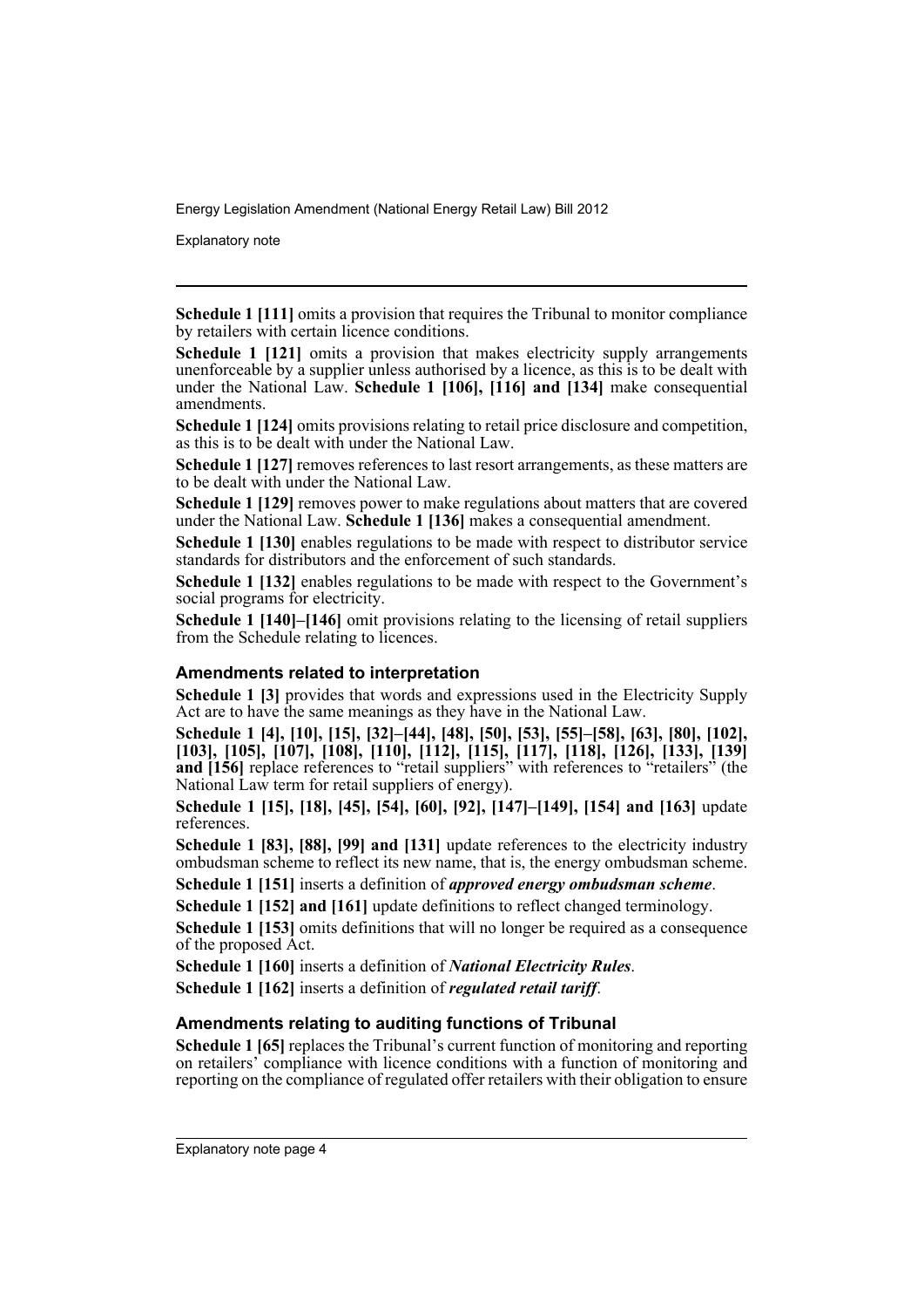**Schedule 1 [111]** omits a provision that requires the Tribunal to monitor compliance by retailers with certain licence conditions.

**Schedule 1 [121]** omits a provision that makes electricity supply arrangements unenforceable by a supplier unless authorised by a licence, as this is to be dealt with under the National Law. **Schedule 1 [106], [116] and [134]** make consequential amendments.

**Schedule 1 [124]** omits provisions relating to retail price disclosure and competition, as this is to be dealt with under the National Law.

**Schedule 1 [127]** removes references to last resort arrangements, as these matters are to be dealt with under the National Law.

**Schedule 1 [129]** removes power to make regulations about matters that are covered under the National Law. **Schedule 1 [136]** makes a consequential amendment.

**Schedule 1 [130]** enables regulations to be made with respect to distributor service standards for distributors and the enforcement of such standards.

**Schedule 1 [132]** enables regulations to be made with respect to the Government's social programs for electricity.

**Schedule 1 [140]–[146]** omit provisions relating to the licensing of retail suppliers from the Schedule relating to licences.

### Amendments related to interpretation

**Schedule 1 [3]** provides that words and expressions used in the Electricity Supply Act are to have the same meanings as they have in the National Law.

**Schedule 1 [4], [10], [15], [32]–[44], [48], [50], [53], [55]–[58], [63], [80], [102], [103], [105], [107], [108], [110], [112], [115], [117], [118], [126], [133], [139] and [156]** replace references to "retail suppliers" with references to "retailers" (the National Law term for retail suppliers of energy).

**Schedule 1 [15], [18], [45], [54], [60], [92], [147]–[149], [154] and [163]** update references.

**Schedule 1 [83], [88], [99] and [131]** update references to the electricity industry ombudsman scheme to reflect its new name, that is, the energy ombudsman scheme.

**Schedule 1 [151]** inserts a definition of ***approved energy ombudsman scheme***.

**Schedule 1 [152] and [161]** update definitions to reflect changed terminology.

**Schedule 1 [153]** omits definitions that will no longer be required as a consequence of the proposed Act.

**Schedule 1 [160]** inserts a definition of ***National Electricity Rules***.

**Schedule 1 [162]** inserts a definition of ***regulated retail tariff***.

### Amendments relating to auditing functions of Tribunal

**Schedule 1 [65]** replaces the Tribunal's current function of monitoring and reporting on retailers' compliance with licence conditions with a function of monitoring and reporting on the compliance of regulated offer retailers with their obligation to ensure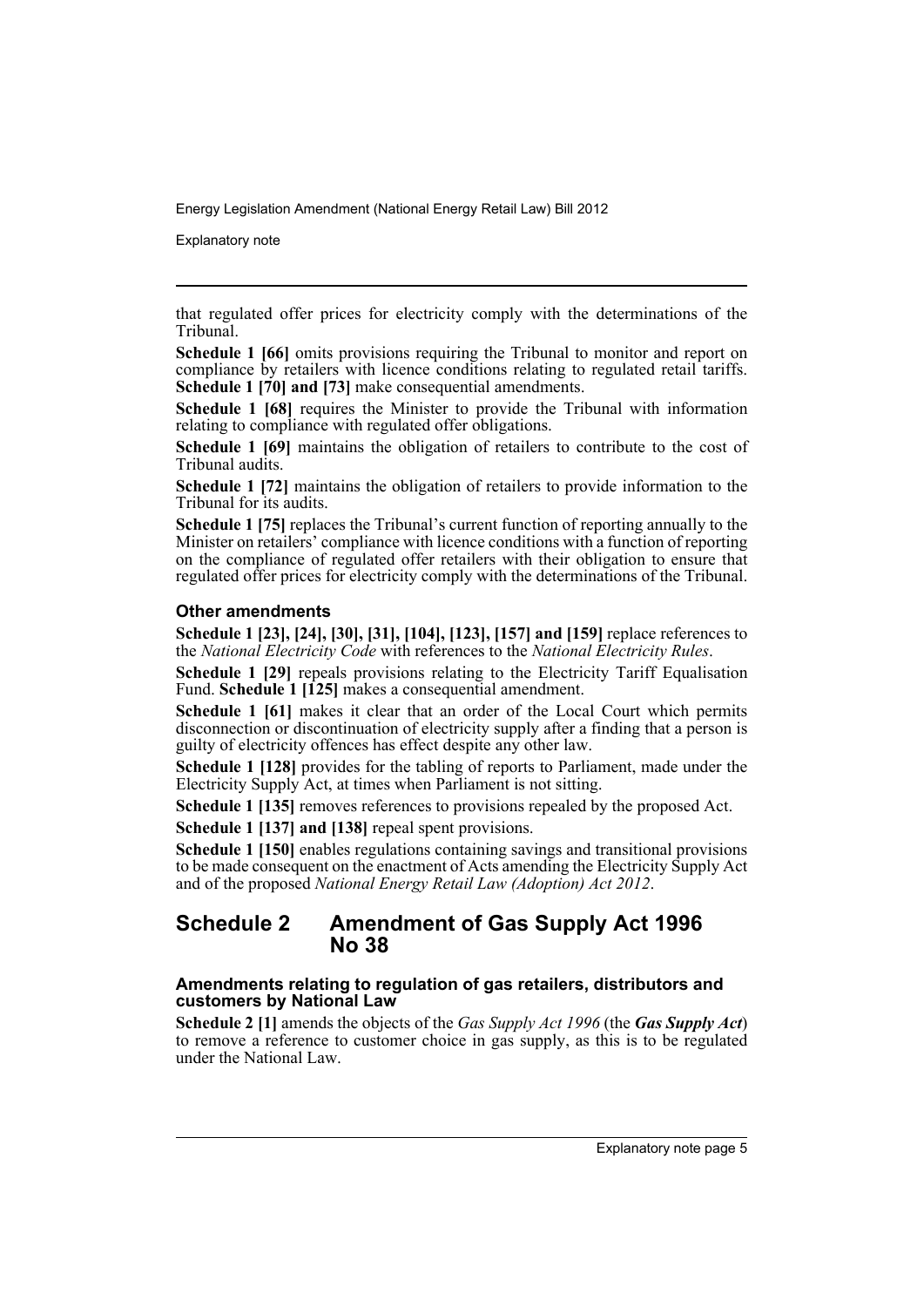that regulated offer prices for electricity comply with the determinations of the Tribunal.

**Schedule 1 [66]** omits provisions requiring the Tribunal to monitor and report on compliance by retailers with licence conditions relating to regulated retail tariffs. **Schedule 1 [70] and [73]** make consequential amendments.

**Schedule 1 [68]** requires the Minister to provide the Tribunal with information relating to compliance with regulated offer obligations.

**Schedule 1 [69]** maintains the obligation of retailers to contribute to the cost of Tribunal audits.

**Schedule 1 [72]** maintains the obligation of retailers to provide information to the Tribunal for its audits.

**Schedule 1 [75]** replaces the Tribunal's current function of reporting annually to the Minister on retailers' compliance with licence conditions with a function of reporting on the compliance of regulated offer retailers with their obligation to ensure that regulated offer prices for electricity comply with the determinations of the Tribunal.

### Other amendments

**Schedule 1 [23], [24], [30], [31], [104], [123], [157] and [159]** replace references to the *National Electricity Code* with references to the *National Electricity Rules*.

**Schedule 1 [29]** repeals provisions relating to the Electricity Tariff Equalisation Fund. **Schedule 1 [125]** makes a consequential amendment.

**Schedule 1 [61]** makes it clear that an order of the Local Court which permits disconnection or discontinuation of electricity supply after a finding that a person is guilty of electricity offences has effect despite any other law.

**Schedule 1 [128]** provides for the tabling of reports to Parliament, made under the Electricity Supply Act, at times when Parliament is not sitting.

**Schedule 1 [135]** removes references to provisions repealed by the proposed Act.

**Schedule 1 [137] and [138]** repeal spent provisions.

**Schedule 1 [150]** enables regulations containing savings and transitional provisions to be made consequent on the enactment of Acts amending the Electricity Supply Act and of the proposed *National Energy Retail Law (Adoption) Act 2012*.

## Schedule 2 Amendment of Gas Supply Act 1996 No 38

### Amendments relating to regulation of gas retailers, distributors and customers by National Law

**Schedule 2 [1]** amends the objects of the *Gas Supply Act 1996* (the ***Gas Supply Act***) to remove a reference to customer choice in gas supply, as this is to be regulated under the National Law.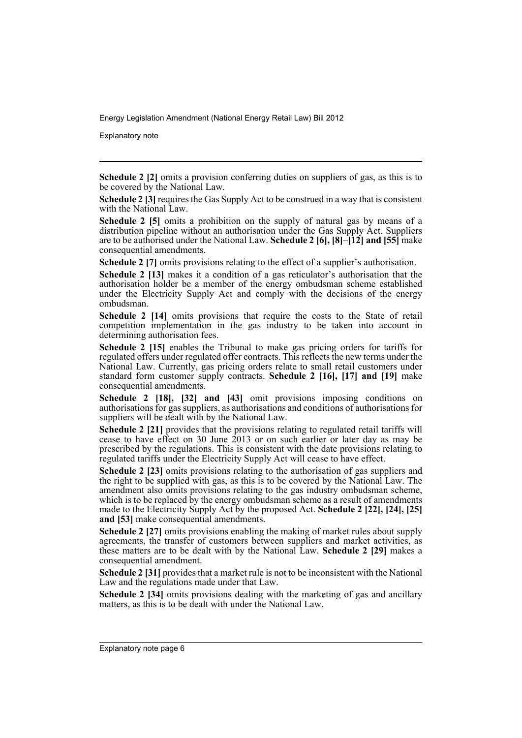**Schedule 2 [2]** omits a provision conferring duties on suppliers of gas, as this is to be covered by the National Law.

**Schedule 2 [3]** requires the Gas Supply Act to be construed in a way that is consistent with the National Law.

**Schedule 2 [5]** omits a prohibition on the supply of natural gas by means of a distribution pipeline without an authorisation under the Gas Supply Act. Suppliers are to be authorised under the National Law. **Schedule 2 [6], [8]–[12] and [55]** make consequential amendments.

**Schedule 2 [7]** omits provisions relating to the effect of a supplier's authorisation.

**Schedule 2 [13]** makes it a condition of a gas reticulator's authorisation that the authorisation holder be a member of the energy ombudsman scheme established under the Electricity Supply Act and comply with the decisions of the energy ombudsman.

**Schedule 2 [14]** omits provisions that require the costs to the State of retail competition implementation in the gas industry to be taken into account in determining authorisation fees.

**Schedule 2 [15]** enables the Tribunal to make gas pricing orders for tariffs for regulated offers under regulated offer contracts. This reflects the new terms under the National Law. Currently, gas pricing orders relate to small retail customers under standard form customer supply contracts. **Schedule 2 [16], [17] and [19]** make consequential amendments.

**Schedule 2 [18], [32] and [43]** omit provisions imposing conditions on authorisations for gas suppliers, as authorisations and conditions of authorisations for suppliers will be dealt with by the National Law.

**Schedule 2 [21]** provides that the provisions relating to regulated retail tariffs will cease to have effect on 30 June 2013 or on such earlier or later day as may be prescribed by the regulations. This is consistent with the date provisions relating to regulated tariffs under the Electricity Supply Act will cease to have effect.

**Schedule 2 [23]** omits provisions relating to the authorisation of gas suppliers and the right to be supplied with gas, as this is to be covered by the National Law. The amendment also omits provisions relating to the gas industry ombudsman scheme, which is to be replaced by the energy ombudsman scheme as a result of amendments made to the Electricity Supply Act by the proposed Act. **Schedule 2 [22], [24], [25] and [53]** make consequential amendments.

**Schedule 2 [27]** omits provisions enabling the making of market rules about supply agreements, the transfer of customers between suppliers and market activities, as these matters are to be dealt with by the National Law. **Schedule 2 [29]** makes a consequential amendment.

**Schedule 2 [31]** provides that a market rule is not to be inconsistent with the National Law and the regulations made under that Law.

**Schedule 2 [34]** omits provisions dealing with the marketing of gas and ancillary matters, as this is to be dealt with under the National Law.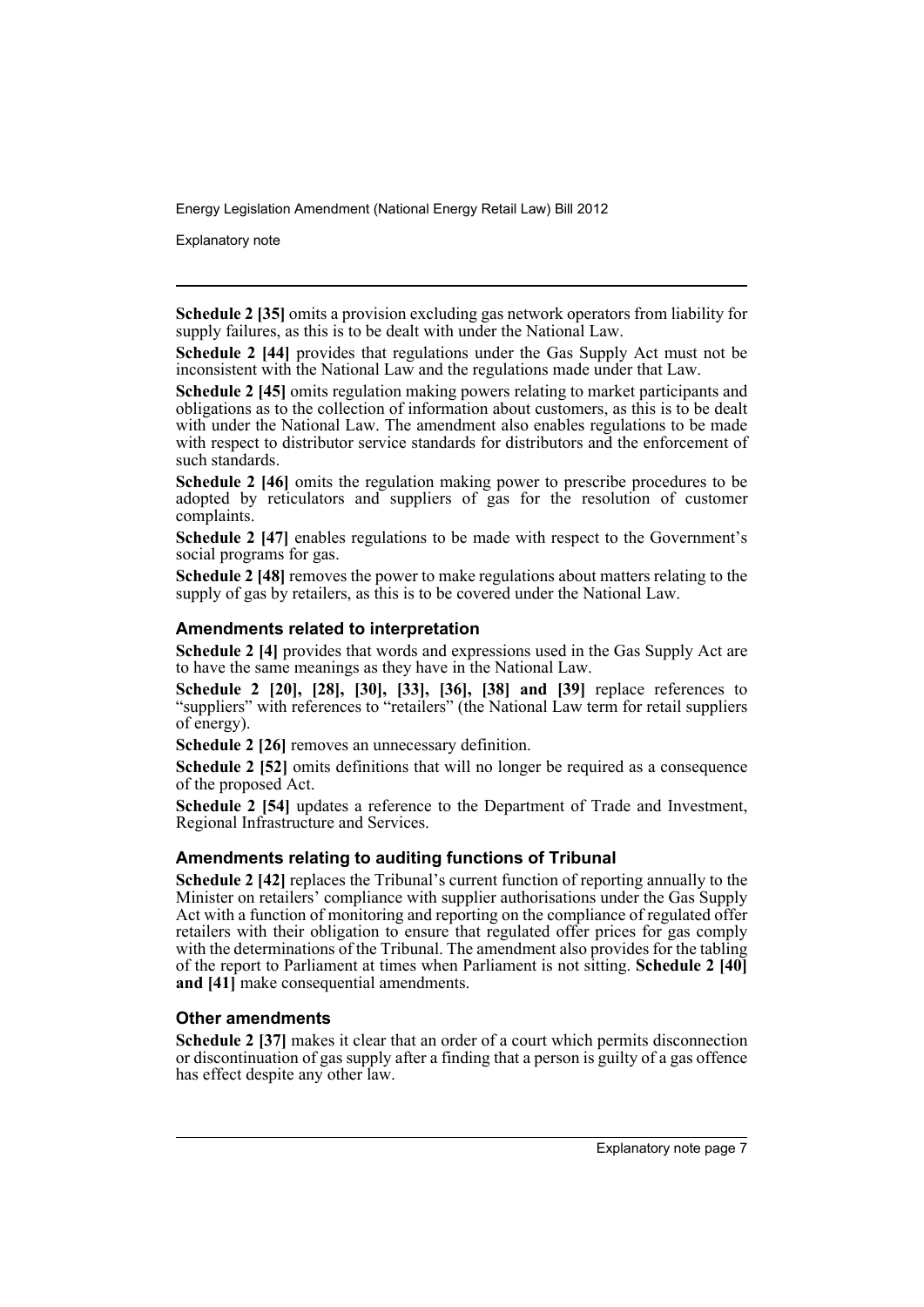**Schedule 2 [35]** omits a provision excluding gas network operators from liability for supply failures, as this is to be dealt with under the National Law.

**Schedule 2 [44]** provides that regulations under the Gas Supply Act must not be inconsistent with the National Law and the regulations made under that Law.

**Schedule 2 [45]** omits regulation making powers relating to market participants and obligations as to the collection of information about customers, as this is to be dealt with under the National Law. The amendment also enables regulations to be made with respect to distributor service standards for distributors and the enforcement of such standards.

**Schedule 2 [46]** omits the regulation making power to prescribe procedures to be adopted by reticulators and suppliers of gas for the resolution of customer complaints.

**Schedule 2 [47]** enables regulations to be made with respect to the Government's social programs for gas.

**Schedule 2 [48]** removes the power to make regulations about matters relating to the supply of gas by retailers, as this is to be covered under the National Law.

### Amendments related to interpretation

**Schedule 2 [4]** provides that words and expressions used in the Gas Supply Act are to have the same meanings as they have in the National Law.

**Schedule 2 [20], [28], [30], [33], [36], [38] and [39]** replace references to "suppliers" with references to "retailers" (the National Law term for retail suppliers of energy).

**Schedule 2 [26]** removes an unnecessary definition.

**Schedule 2 [52]** omits definitions that will no longer be required as a consequence of the proposed Act.

**Schedule 2 [54]** updates a reference to the Department of Trade and Investment, Regional Infrastructure and Services.

### Amendments relating to auditing functions of Tribunal

**Schedule 2 [42]** replaces the Tribunal's current function of reporting annually to the Minister on retailers' compliance with supplier authorisations under the Gas Supply Act with a function of monitoring and reporting on the compliance of regulated offer retailers with their obligation to ensure that regulated offer prices for gas comply with the determinations of the Tribunal. The amendment also provides for the tabling of the report to Parliament at times when Parliament is not sitting. **Schedule 2 [40] and [41]** make consequential amendments.

### Other amendments

**Schedule 2 [37]** makes it clear that an order of a court which permits disconnection or discontinuation of gas supply after a finding that a person is guilty of a gas offence has effect despite any other law.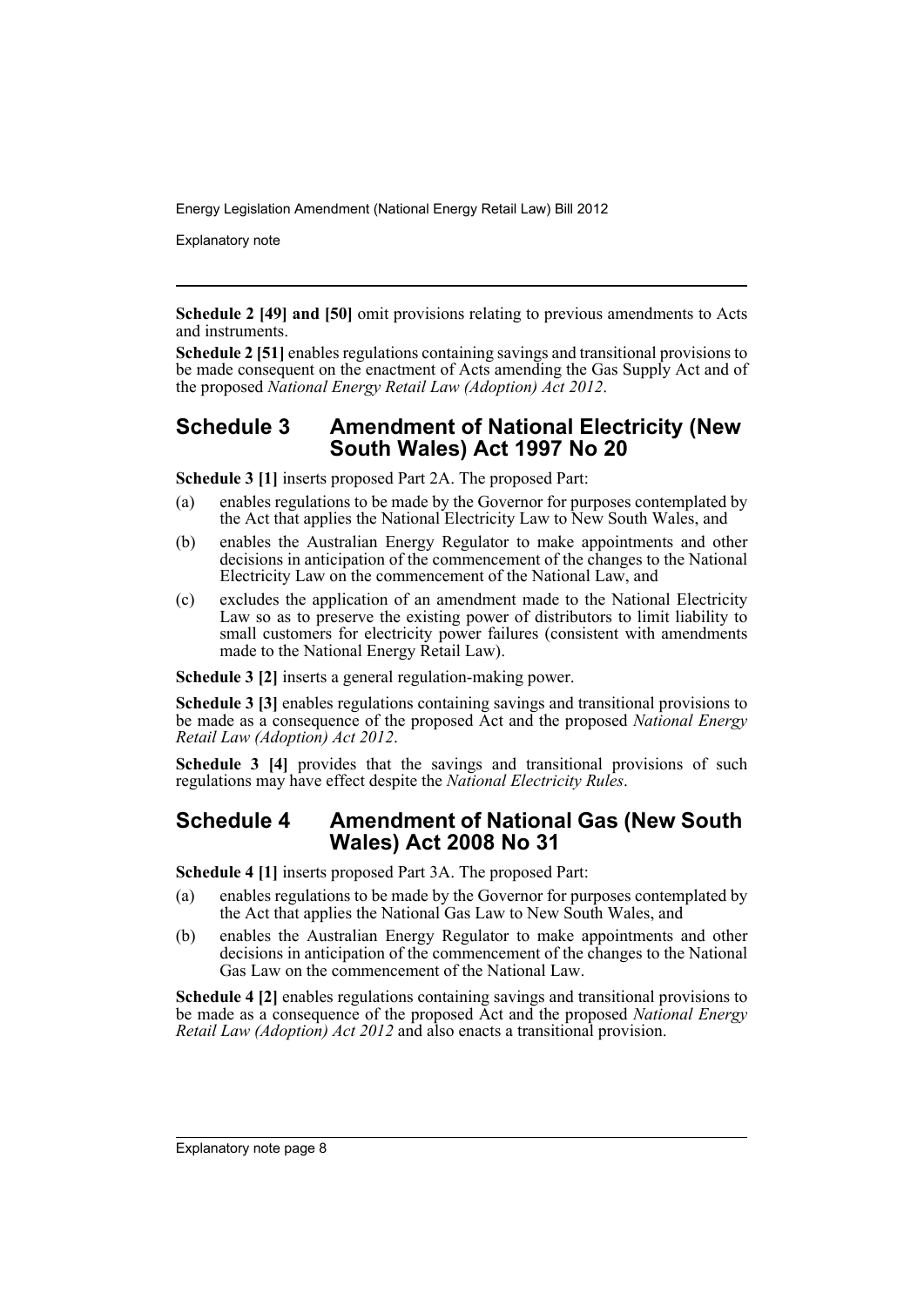**Schedule 2 [49] and [50]** omit provisions relating to previous amendments to Acts and instruments.

**Schedule 2 [51]** enables regulations containing savings and transitional provisions to be made consequent on the enactment of Acts amending the Gas Supply Act and of the proposed *National Energy Retail Law (Adoption) Act 2012*.

## Schedule 3 Amendment of National Electricity (New South Wales) Act 1997 No 20

**Schedule 3 [1]** inserts proposed Part 2A. The proposed Part:

(a) enables regulations to be made by the Governor for purposes contemplated by the Act that applies the National Electricity Law to New South Wales, and

(b) enables the Australian Energy Regulator to make appointments and other decisions in anticipation of the commencement of the changes to the National Electricity Law on the commencement of the National Law, and

(c) excludes the application of an amendment made to the National Electricity Law so as to preserve the existing power of distributors to limit liability to small customers for electricity power failures (consistent with amendments made to the National Energy Retail Law).

**Schedule 3 [2]** inserts a general regulation-making power.

**Schedule 3 [3]** enables regulations containing savings and transitional provisions to be made as a consequence of the proposed Act and the proposed *National Energy Retail Law (Adoption) Act 2012*.

**Schedule 3 [4]** provides that the savings and transitional provisions of such regulations may have effect despite the *National Electricity Rules*.

## Schedule 4 Amendment of National Gas (New South Wales) Act 2008 No 31

**Schedule 4 [1]** inserts proposed Part 3A. The proposed Part:

(a) enables regulations to be made by the Governor for purposes contemplated by the Act that applies the National Gas Law to New South Wales, and

(b) enables the Australian Energy Regulator to make appointments and other decisions in anticipation of the commencement of the changes to the National Gas Law on the commencement of the National Law.

**Schedule 4 [2]** enables regulations containing savings and transitional provisions to be made as a consequence of the proposed Act and the proposed *National Energy Retail Law (Adoption) Act 2012* and also enacts a transitional provision.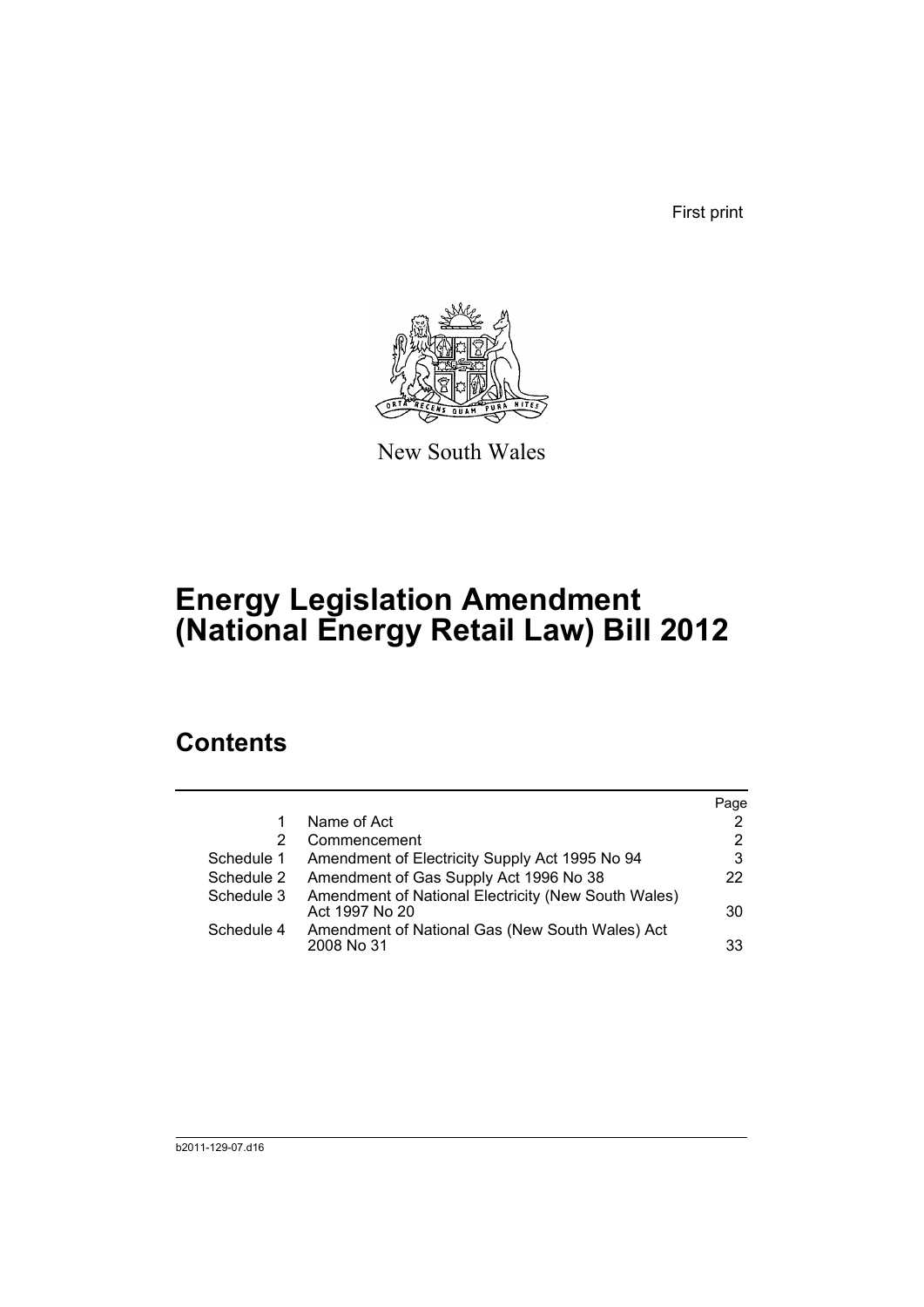First print

New South Wales

# Energy Legislation Amendment (National Energy Retail Law) Bill 2012

## Contents

| | | Page |
|---|---|---|
| 1 | Name of Act | 2 |
| 2 | Commencement | 2 |
| Schedule 1 | Amendment of Electricity Supply Act 1995 No 94 | 3 |
| Schedule 2 | Amendment of Gas Supply Act 1996 No 38 | 22 |
| Schedule 3 | Amendment of National Electricity (New South Wales) Act 1997 No 20 | 30 |
| Schedule 4 | Amendment of National Gas (New South Wales) Act 2008 No 31 | 33 |

b2011-129-07.d16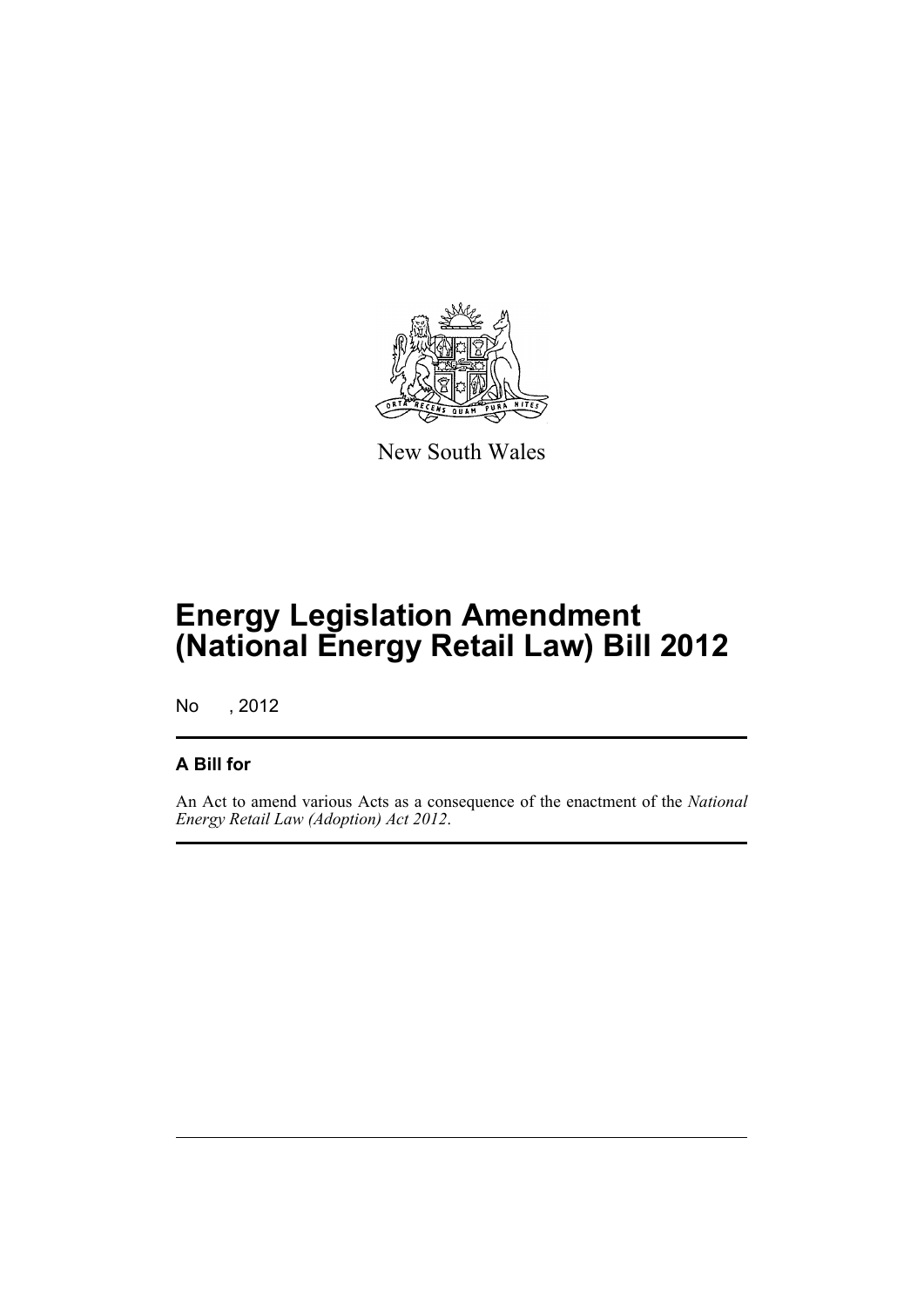New South Wales

# Energy Legislation Amendment (National Energy Retail Law) Bill 2012

No , 2012

## A Bill for

An Act to amend various Acts as a consequence of the enactment of the *National Energy Retail Law (Adoption) Act 2012*.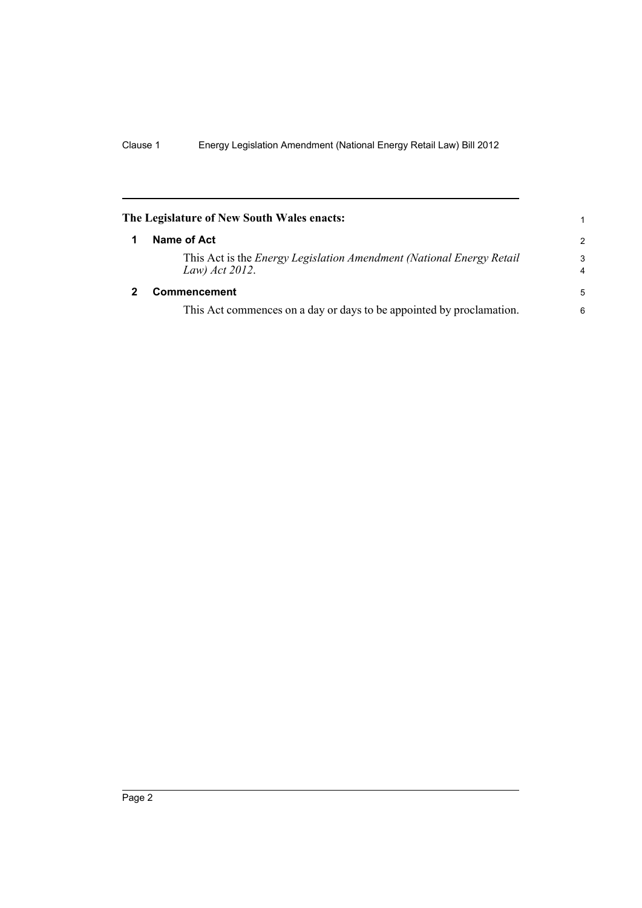**The Legislature of New South Wales enacts:**

## 1 Name of Act

This Act is the *Energy Legislation Amendment (National Energy Retail Law) Act 2012*.

## 2 Commencement

This Act commences on a day or days to be appointed by proclamation.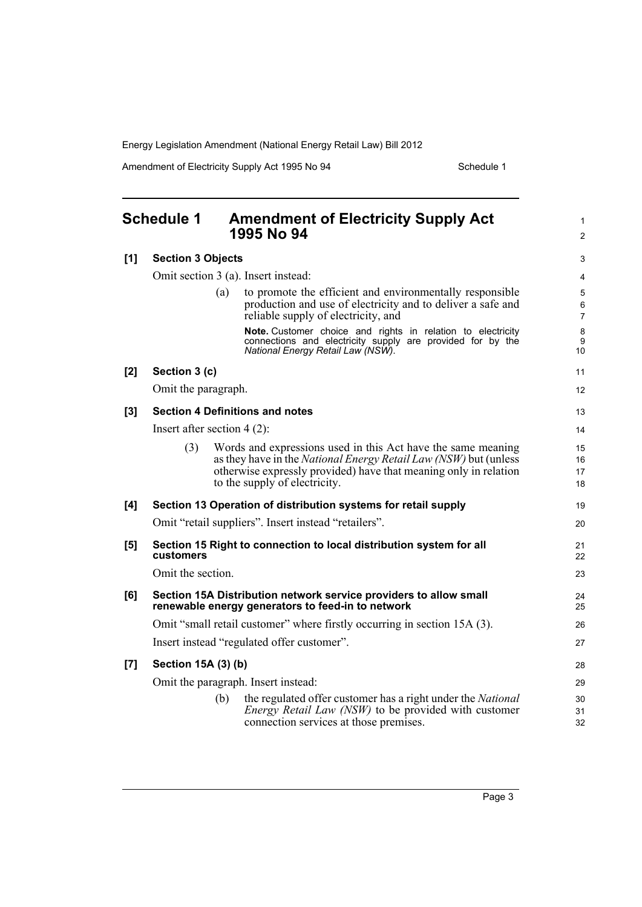## Schedule 1 Amendment of Electricity Supply Act 1995 No 94

**[1] Section 3 Objects**

Omit section 3 (a). Insert instead:

> (a) to promote the efficient and environmentally responsible production and use of electricity and to deliver a safe and reliable supply of electricity, and
>
> **Note.** Customer choice and rights in relation to electricity connections and electricity supply are provided for by the *National Energy Retail Law (NSW)*.

**[2] Section 3 (c)**

Omit the paragraph.

**[3] Section 4 Definitions and notes**

Insert after section 4 (2):

> (3) Words and expressions used in this Act have the same meaning as they have in the *National Energy Retail Law (NSW)* but (unless otherwise expressly provided) have that meaning only in relation to the supply of electricity.

**[4] Section 13 Operation of distribution systems for retail supply**

Omit "retail suppliers". Insert instead "retailers".

**[5] Section 15 Right to connection to local distribution system for all customers**

Omit the section.

**[6] Section 15A Distribution network service providers to allow small renewable energy generators to feed-in to network**

Omit "small retail customer" where firstly occurring in section 15A (3).

Insert instead "regulated offer customer".

**[7] Section 15A (3) (b)**

Omit the paragraph. Insert instead:

> (b) the regulated offer customer has a right under the *National Energy Retail Law (NSW)* to be provided with customer connection services at those premises.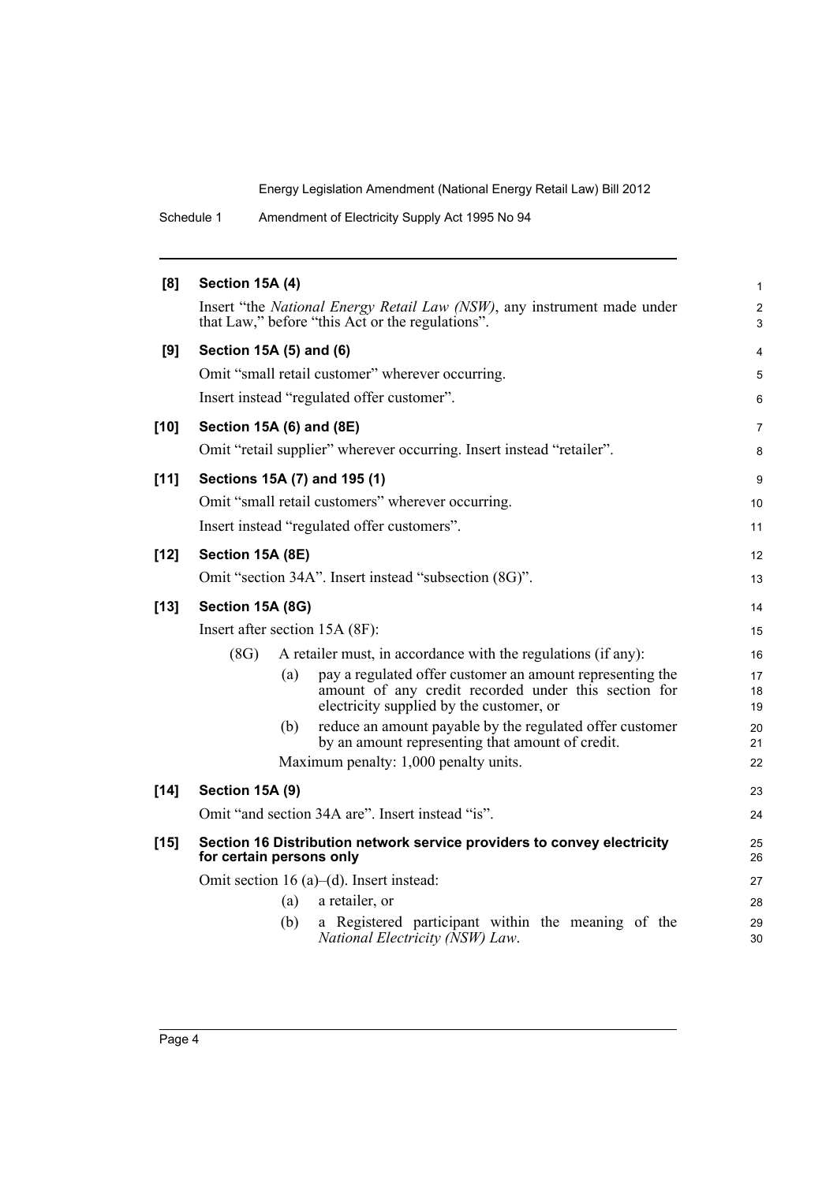**[8] Section 15A (4)**

Insert "the *National Energy Retail Law (NSW)*, any instrument made under that Law," before "this Act or the regulations".

**[9] Section 15A (5) and (6)**

Omit "small retail customer" wherever occurring.

Insert instead "regulated offer customer".

**[10] Section 15A (6) and (8E)**

Omit "retail supplier" wherever occurring. Insert instead "retailer".

**[11] Sections 15A (7) and 195 (1)**

Omit "small retail customers" wherever occurring.

Insert instead "regulated offer customers".

**[12] Section 15A (8E)**

Omit "section 34A". Insert instead "subsection (8G)".

**[13] Section 15A (8G)**

Insert after section 15A (8F):

(8G) A retailer must, in accordance with the regulations (if any):

(a) pay a regulated offer customer an amount representing the amount of any credit recorded under this section for electricity supplied by the customer, or

(b) reduce an amount payable by the regulated offer customer by an amount representing that amount of credit.

Maximum penalty: 1,000 penalty units.

**[14] Section 15A (9)**

Omit "and section 34A are". Insert instead "is".

**[15] Section 16 Distribution network service providers to convey electricity for certain persons only**

Omit section 16 (a)–(d). Insert instead:

(a) a retailer, or

(b) a Registered participant within the meaning of the *National Electricity (NSW) Law*.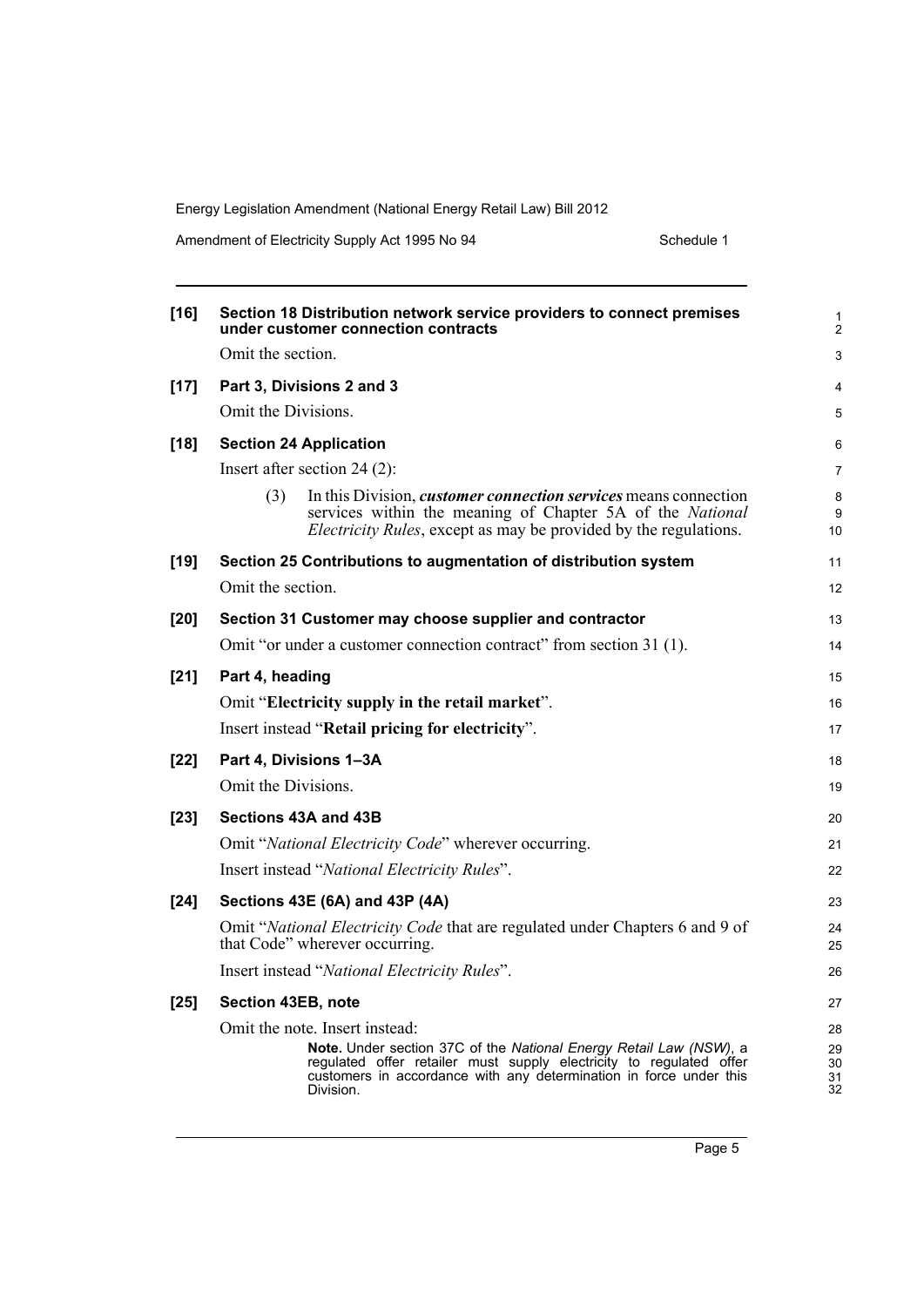**[16] Section 18 Distribution network service providers to connect premises under customer connection contracts**

Omit the section.

**[17] Part 3, Divisions 2 and 3**

Omit the Divisions.

**[18] Section 24 Application**

Insert after section 24 (2):

(3) In this Division, ***customer connection services*** means connection services within the meaning of Chapter 5A of the *National Electricity Rules*, except as may be provided by the regulations.

**[19] Section 25 Contributions to augmentation of distribution system**

Omit the section.

**[20] Section 31 Customer may choose supplier and contractor**

Omit "or under a customer connection contract" from section 31 (1).

**[21] Part 4, heading**

Omit "**Electricity supply in the retail market**".

Insert instead "**Retail pricing for electricity**".

**[22] Part 4, Divisions 1–3A**

Omit the Divisions.

**[23] Sections 43A and 43B**

Omit "*National Electricity Code*" wherever occurring.

Insert instead "*National Electricity Rules*".

**[24] Sections 43E (6A) and 43P (4A)**

Omit "*National Electricity Code* that are regulated under Chapters 6 and 9 of that Code" wherever occurring.

Insert instead "*National Electricity Rules*".

**[25] Section 43EB, note**

Omit the note. Insert instead:

**Note.** Under section 37C of the *National Energy Retail Law (NSW)*, a regulated offer retailer must supply electricity to regulated offer customers in accordance with any determination in force under this Division.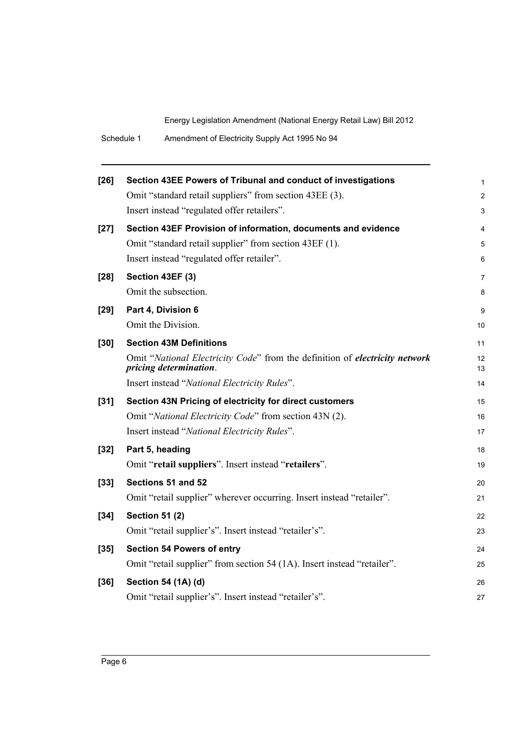**[26] Section 43EE Powers of Tribunal and conduct of investigations**

Omit "standard retail suppliers" from section 43EE (3).

Insert instead "regulated offer retailers".

**[27] Section 43EF Provision of information, documents and evidence**

Omit "standard retail supplier" from section 43EF (1).

Insert instead "regulated offer retailer".

**[28] Section 43EF (3)**

Omit the subsection.

**[29] Part 4, Division 6**

Omit the Division.

**[30] Section 43M Definitions**

Omit "*National Electricity Code*" from the definition of ***electricity network pricing determination***.

Insert instead "*National Electricity Rules*".

**[31] Section 43N Pricing of electricity for direct customers**

Omit "*National Electricity Code*" from section 43N (2).

Insert instead "*National Electricity Rules*".

**[32] Part 5, heading**

Omit "**retail suppliers**". Insert instead "**retailers**".

**[33] Sections 51 and 52**

Omit "retail supplier" wherever occurring. Insert instead "retailer".

**[34] Section 51 (2)**

Omit "retail supplier's". Insert instead "retailer's".

**[35] Section 54 Powers of entry**

Omit "retail supplier" from section 54 (1A). Insert instead "retailer".

**[36] Section 54 (1A) (d)**

Omit "retail supplier's". Insert instead "retailer's".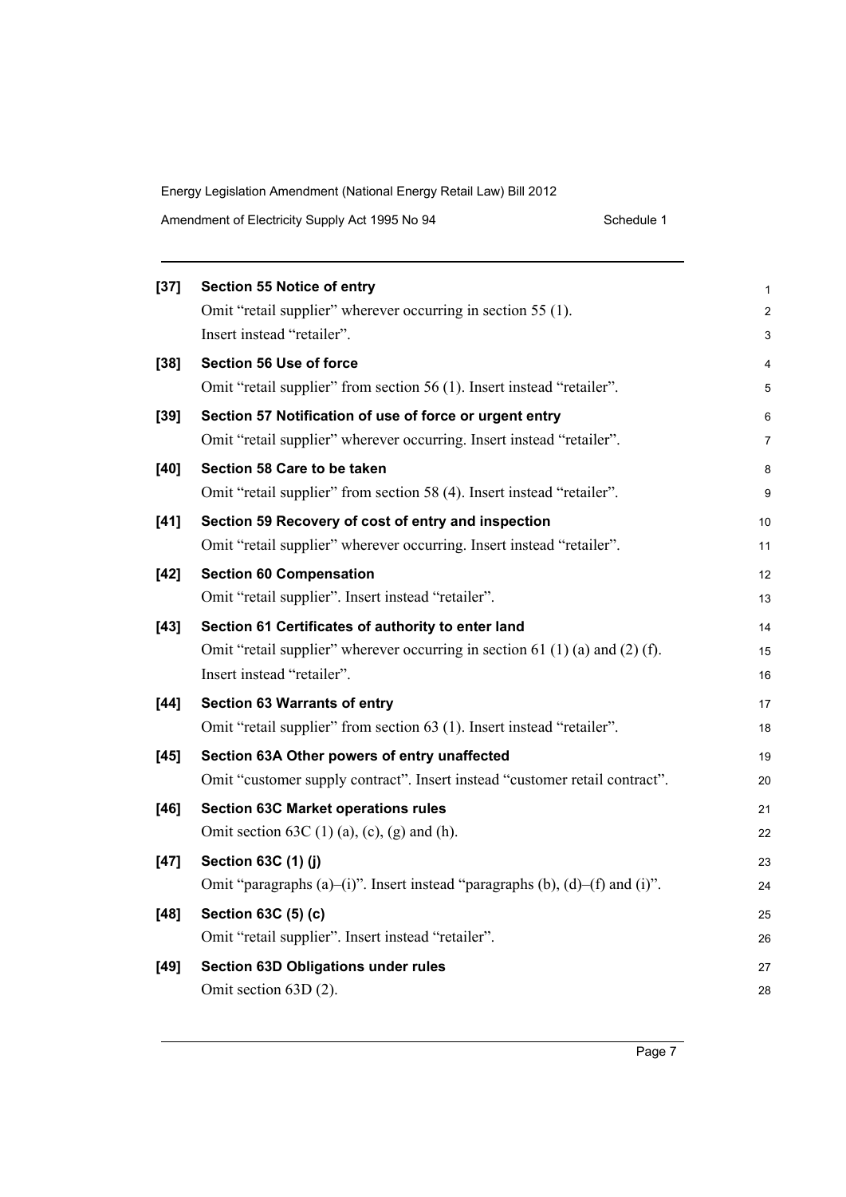**[37] Section 55 Notice of entry**

Omit "retail supplier" wherever occurring in section 55 (1). Insert instead "retailer".

**[38] Section 56 Use of force**

Omit "retail supplier" from section 56 (1). Insert instead "retailer".

**[39] Section 57 Notification of use of force or urgent entry**

Omit "retail supplier" wherever occurring. Insert instead "retailer".

**[40] Section 58 Care to be taken**

Omit "retail supplier" from section 58 (4). Insert instead "retailer".

**[41] Section 59 Recovery of cost of entry and inspection**

Omit "retail supplier" wherever occurring. Insert instead "retailer".

**[42] Section 60 Compensation**

Omit "retail supplier". Insert instead "retailer".

**[43] Section 61 Certificates of authority to enter land**

Omit "retail supplier" wherever occurring in section 61 (1) (a) and (2) (f). Insert instead "retailer".

**[44] Section 63 Warrants of entry**

Omit "retail supplier" from section 63 (1). Insert instead "retailer".

**[45] Section 63A Other powers of entry unaffected**

Omit "customer supply contract". Insert instead "customer retail contract".

**[46] Section 63C Market operations rules**

Omit section 63C (1) (a), (c), (g) and (h).

**[47] Section 63C (1) (j)**

Omit "paragraphs (a)–(i)". Insert instead "paragraphs (b), (d)–(f) and (i)".

**[48] Section 63C (5) (c)**

Omit "retail supplier". Insert instead "retailer".

**[49] Section 63D Obligations under rules**

Omit section 63D (2).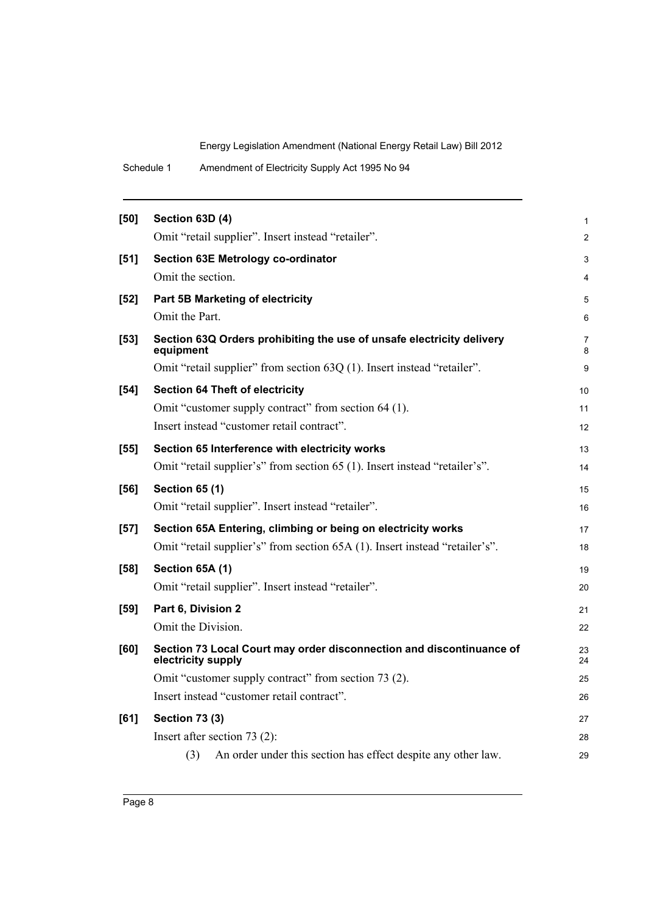**[50] Section 63D (4)**

Omit “retail supplier”. Insert instead “retailer”.

**[51] Section 63E Metrology co-ordinator**

Omit the section.

**[52] Part 5B Marketing of electricity**

Omit the Part.

**[53] Section 63Q Orders prohibiting the use of unsafe electricity delivery equipment**

Omit “retail supplier” from section 63Q (1). Insert instead “retailer”.

**[54] Section 64 Theft of electricity**

Omit “customer supply contract” from section 64 (1).

Insert instead “customer retail contract”.

**[55] Section 65 Interference with electricity works**

Omit “retail supplier’s” from section 65 (1). Insert instead “retailer’s”.

**[56] Section 65 (1)**

Omit “retail supplier”. Insert instead “retailer”.

**[57] Section 65A Entering, climbing or being on electricity works**

Omit “retail supplier’s” from section 65A (1). Insert instead “retailer’s”.

**[58] Section 65A (1)**

Omit “retail supplier”. Insert instead “retailer”.

**[59] Part 6, Division 2**

Omit the Division.

**[60] Section 73 Local Court may order disconnection and discontinuance of electricity supply**

Omit “customer supply contract” from section 73 (2).

Insert instead “customer retail contract”.

**[61] Section 73 (3)**

Insert after section 73 (2):

(3) An order under this section has effect despite any other law.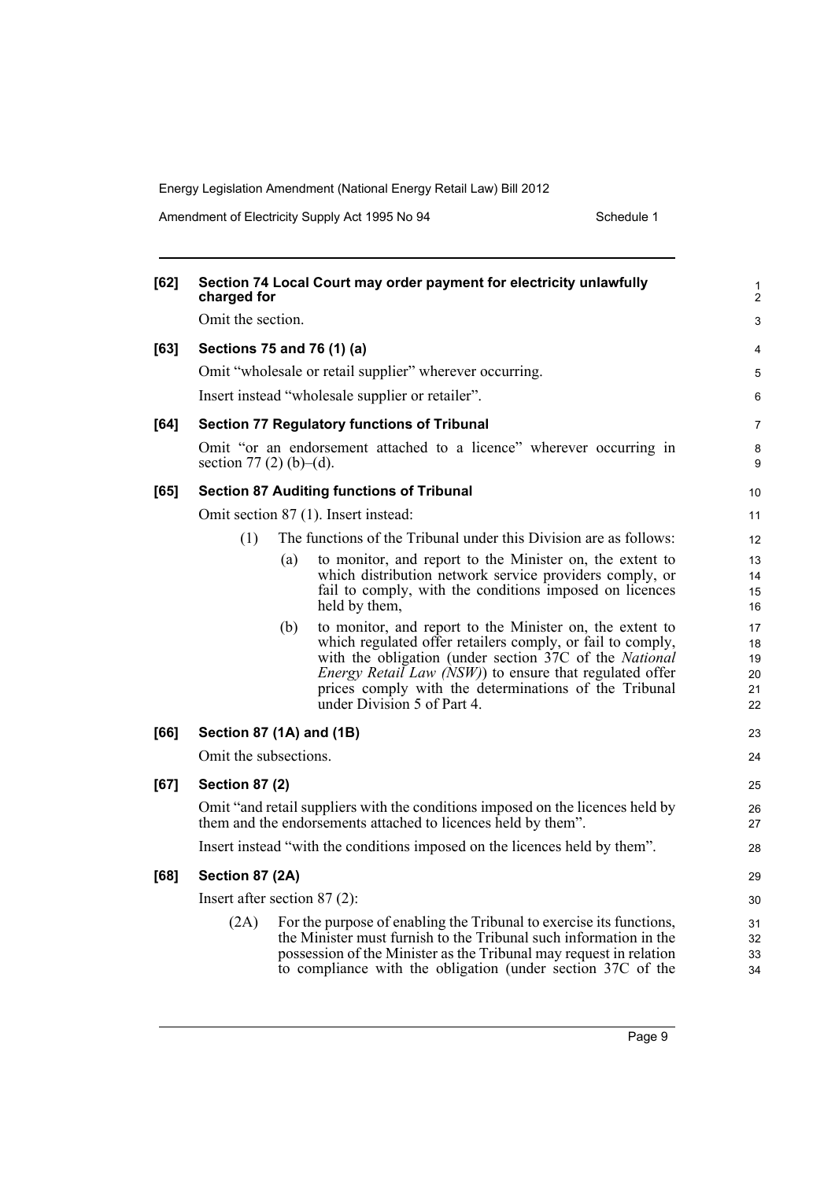**[62] Section 74 Local Court may order payment for electricity unlawfully charged for**

Omit the section.

**[63] Sections 75 and 76 (1) (a)**

Omit "wholesale or retail supplier" wherever occurring.

Insert instead "wholesale supplier or retailer".

**[64] Section 77 Regulatory functions of Tribunal**

Omit "or an endorsement attached to a licence" wherever occurring in section 77 (2) (b)–(d).

**[65] Section 87 Auditing functions of Tribunal**

Omit section 87 (1). Insert instead:

(1) The functions of the Tribunal under this Division are as follows:

(a) to monitor, and report to the Minister on, the extent to which distribution network service providers comply, or fail to comply, with the conditions imposed on licences held by them,

(b) to monitor, and report to the Minister on, the extent to which regulated offer retailers comply, or fail to comply, with the obligation (under section 37C of the *National Energy Retail Law (NSW)*) to ensure that regulated offer prices comply with the determinations of the Tribunal under Division 5 of Part 4.

**[66] Section 87 (1A) and (1B)**

Omit the subsections.

**[67] Section 87 (2)**

Omit "and retail suppliers with the conditions imposed on the licences held by them and the endorsements attached to licences held by them".

Insert instead "with the conditions imposed on the licences held by them".

**[68] Section 87 (2A)**

Insert after section 87 (2):

(2A) For the purpose of enabling the Tribunal to exercise its functions, the Minister must furnish to the Tribunal such information in the possession of the Minister as the Tribunal may request in relation to compliance with the obligation (under section 37C of the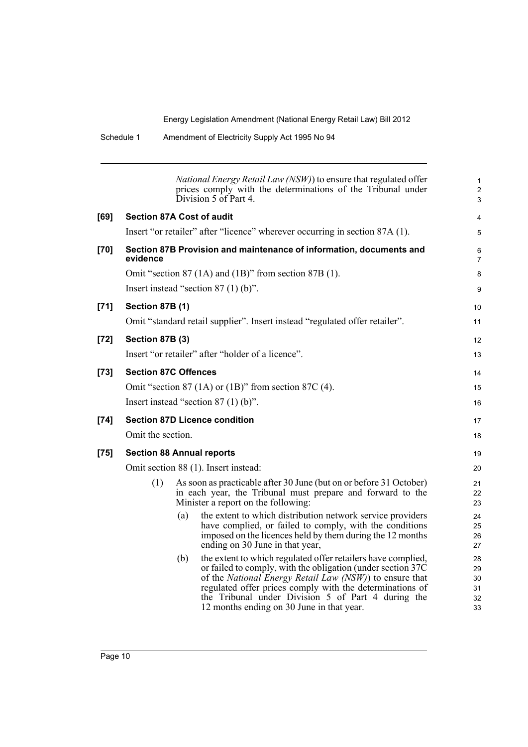*National Energy Retail Law (NSW)*) to ensure that regulated offer prices comply with the determinations of the Tribunal under Division 5 of Part 4.

**[69] Section 87A Cost of audit**

Insert "or retailer" after "licence" wherever occurring in section 87A (1).

**[70] Section 87B Provision and maintenance of information, documents and evidence**

Omit "section 87 (1A) and (1B)" from section 87B (1).

Insert instead "section 87 (1) (b)".

**[71] Section 87B (1)**

Omit "standard retail supplier". Insert instead "regulated offer retailer".

**[72] Section 87B (3)**

Insert "or retailer" after "holder of a licence".

**[73] Section 87C Offences**

Omit "section 87 (1A) or (1B)" from section 87C (4).

Insert instead "section 87 (1) (b)".

**[74] Section 87D Licence condition**

Omit the section.

**[75] Section 88 Annual reports**

Omit section 88 (1). Insert instead:

(1) As soon as practicable after 30 June (but on or before 31 October) in each year, the Tribunal must prepare and forward to the Minister a report on the following:

(a) the extent to which distribution network service providers have complied, or failed to comply, with the conditions imposed on the licences held by them during the 12 months ending on 30 June in that year,

(b) the extent to which regulated offer retailers have complied, or failed to comply, with the obligation (under section 37C of the *National Energy Retail Law (NSW)*) to ensure that regulated offer prices comply with the determinations of the Tribunal under Division 5 of Part 4 during the 12 months ending on 30 June in that year.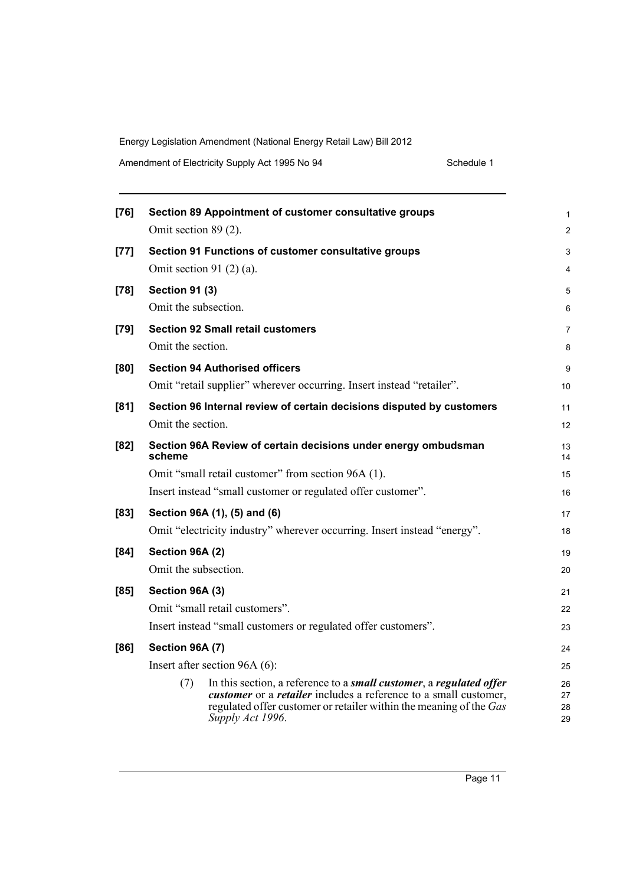**[76] Section 89 Appointment of customer consultative groups**

Omit section 89 (2).

**[77] Section 91 Functions of customer consultative groups**

Omit section 91 (2) (a).

**[78] Section 91 (3)**

Omit the subsection.

**[79] Section 92 Small retail customers**

Omit the section.

**[80] Section 94 Authorised officers**

Omit "retail supplier" wherever occurring. Insert instead "retailer".

**[81] Section 96 Internal review of certain decisions disputed by customers**

Omit the section.

**[82] Section 96A Review of certain decisions under energy ombudsman scheme**

Omit "small retail customer" from section 96A (1).

Insert instead "small customer or regulated offer customer".

**[83] Section 96A (1), (5) and (6)**

Omit "electricity industry" wherever occurring. Insert instead "energy".

**[84] Section 96A (2)**

Omit the subsection.

**[85] Section 96A (3)**

Omit "small retail customers".

Insert instead "small customers or regulated offer customers".

**[86] Section 96A (7)**

Insert after section 96A (6):

(7) In this section, a reference to a ***small customer***, a ***regulated offer customer*** or a ***retailer*** includes a reference to a small customer, regulated offer customer or retailer within the meaning of the *Gas Supply Act 1996*.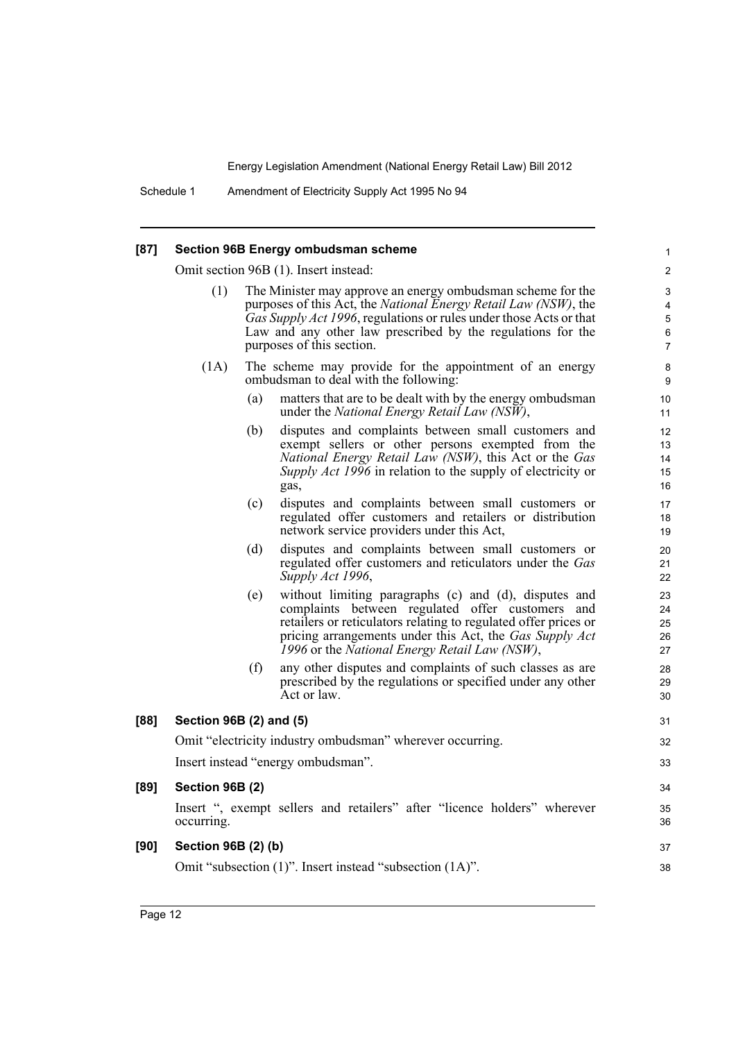**[87] Section 96B Energy ombudsman scheme**

Omit section 96B (1). Insert instead:

(1) The Minister may approve an energy ombudsman scheme for the purposes of this Act, the *National Energy Retail Law (NSW)*, the *Gas Supply Act 1996*, regulations or rules under those Acts or that Law and any other law prescribed by the regulations for the purposes of this section.

(1A) The scheme may provide for the appointment of an energy ombudsman to deal with the following:

- (a) matters that are to be dealt with by the energy ombudsman under the *National Energy Retail Law (NSW)*,
- (b) disputes and complaints between small customers and exempt sellers or other persons exempted from the *National Energy Retail Law (NSW)*, this Act or the *Gas Supply Act 1996* in relation to the supply of electricity or gas,
- (c) disputes and complaints between small customers or regulated offer customers and retailers or distribution network service providers under this Act,
- (d) disputes and complaints between small customers or regulated offer customers and reticulators under the *Gas Supply Act 1996*,
- (e) without limiting paragraphs (c) and (d), disputes and complaints between regulated offer customers and retailers or reticulators relating to regulated offer prices or pricing arrangements under this Act, the *Gas Supply Act 1996* or the *National Energy Retail Law (NSW)*,
- (f) any other disputes and complaints of such classes as are prescribed by the regulations or specified under any other Act or law.

**[88] Section 96B (2) and (5)**

Omit "electricity industry ombudsman" wherever occurring.

Insert instead "energy ombudsman".

**[89] Section 96B (2)**

Insert ", exempt sellers and retailers" after "licence holders" wherever occurring.

**[90] Section 96B (2) (b)**

Omit "subsection (1)". Insert instead "subsection (1A)".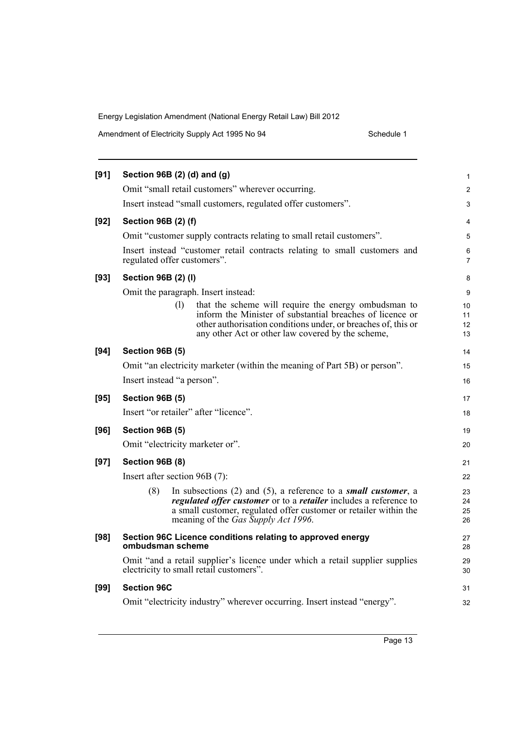**[91] Section 96B (2) (d) and (g)**

Omit "small retail customers" wherever occurring.

Insert instead "small customers, regulated offer customers".

**[92] Section 96B (2) (f)**

Omit "customer supply contracts relating to small retail customers".

Insert instead "customer retail contracts relating to small customers and regulated offer customers".

**[93] Section 96B (2) (l)**

Omit the paragraph. Insert instead:

> (l) that the scheme will require the energy ombudsman to inform the Minister of substantial breaches of licence or other authorisation conditions under, or breaches of, this or any other Act or other law covered by the scheme,

**[94] Section 96B (5)**

Omit "an electricity marketer (within the meaning of Part 5B) or person".

Insert instead "a person".

**[95] Section 96B (5)**

Insert "or retailer" after "licence".

**[96] Section 96B (5)**

Omit "electricity marketer or".

**[97] Section 96B (8)**

Insert after section 96B (7):

> (8) In subsections (2) and (5), a reference to a ***small customer***, a ***regulated offer customer*** or to a ***retailer*** includes a reference to a small customer, regulated offer customer or retailer within the meaning of the *Gas Supply Act 1996*.

**[98] Section 96C Licence conditions relating to approved energy ombudsman scheme**

Omit "and a retail supplier's licence under which a retail supplier supplies electricity to small retail customers".

**[99] Section 96C**

Omit "electricity industry" wherever occurring. Insert instead "energy".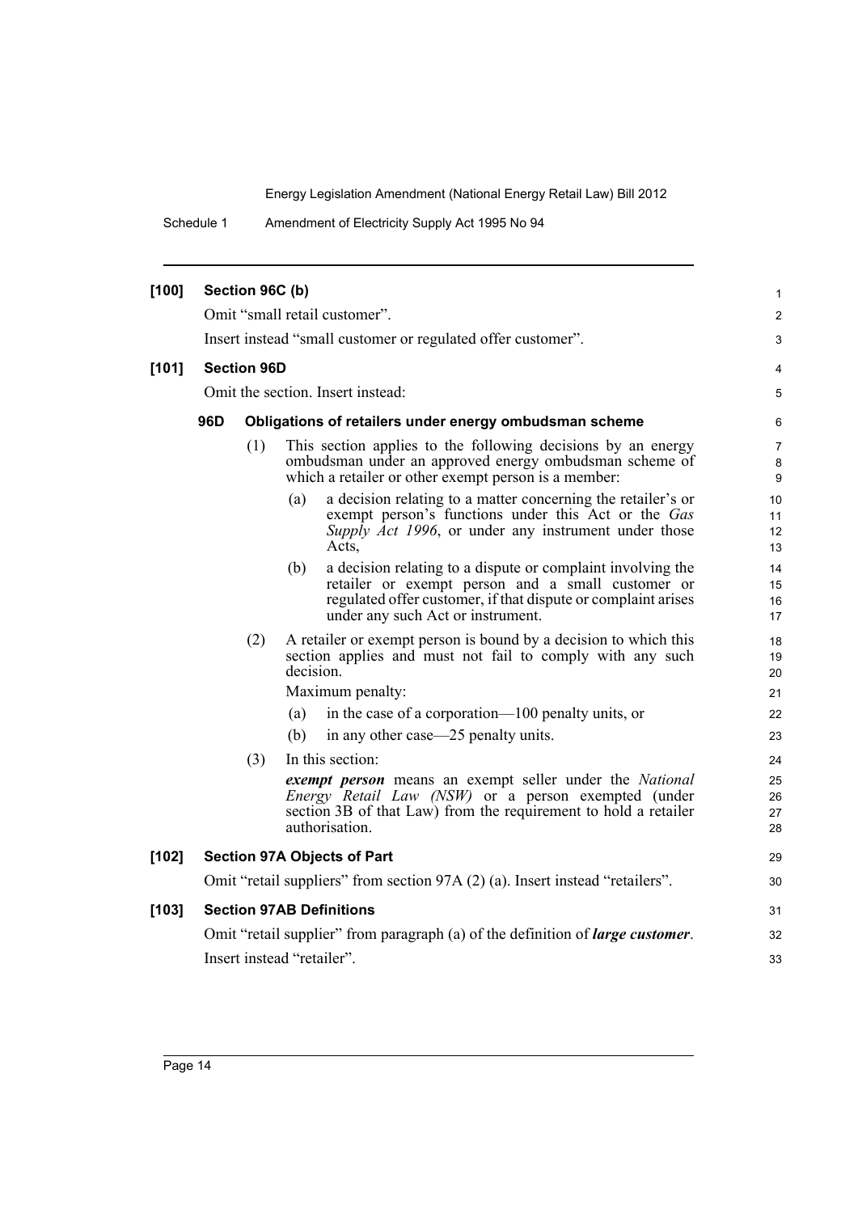**[100] Section 96C (b)**

Omit "small retail customer".

Insert instead "small customer or regulated offer customer".

**[101] Section 96D**

Omit the section. Insert instead:

**96D Obligations of retailers under energy ombudsman scheme**

(1) This section applies to the following decisions by an energy ombudsman under an approved energy ombudsman scheme of which a retailer or other exempt person is a member:

(a) a decision relating to a matter concerning the retailer's or exempt person's functions under this Act or the *Gas Supply Act 1996*, or under any instrument under those Acts,

(b) a decision relating to a dispute or complaint involving the retailer or exempt person and a small customer or regulated offer customer, if that dispute or complaint arises under any such Act or instrument.

(2) A retailer or exempt person is bound by a decision to which this section applies and must not fail to comply with any such decision.

Maximum penalty:

(a) in the case of a corporation—100 penalty units, or

(b) in any other case—25 penalty units.

(3) In this section:

***exempt person*** means an exempt seller under the *National Energy Retail Law (NSW)* or a person exempted (under section 3B of that Law) from the requirement to hold a retailer authorisation.

**[102] Section 97A Objects of Part**

Omit "retail suppliers" from section 97A (2) (a). Insert instead "retailers".

**[103] Section 97AB Definitions**

Omit "retail supplier" from paragraph (a) of the definition of ***large customer***.

Insert instead "retailer".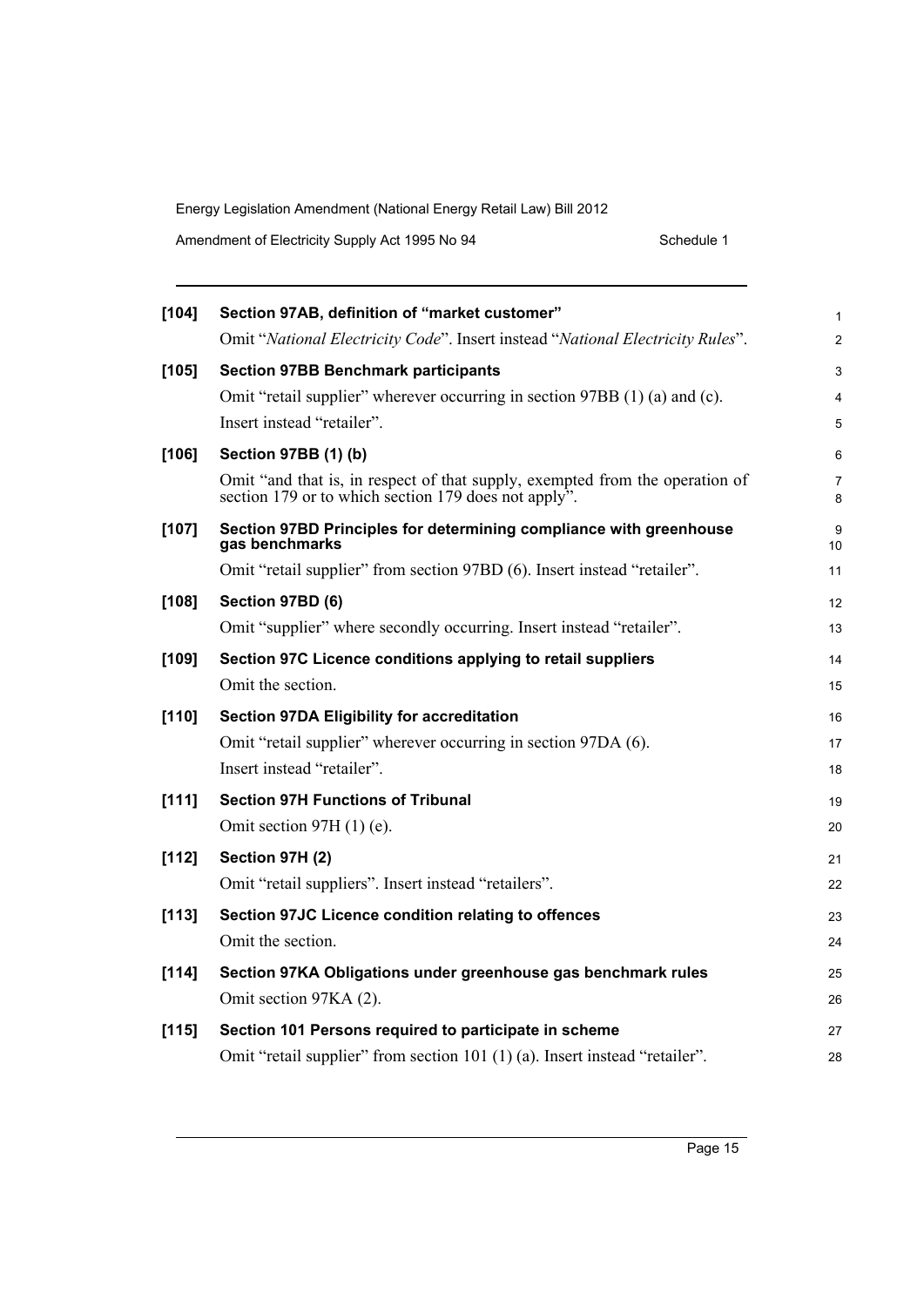**[104] Section 97AB, definition of "market customer"**

Omit "*National Electricity Code*". Insert instead "*National Electricity Rules*".

**[105] Section 97BB Benchmark participants**

Omit "retail supplier" wherever occurring in section 97BB (1) (a) and (c).

Insert instead "retailer".

**[106] Section 97BB (1) (b)**

Omit "and that is, in respect of that supply, exempted from the operation of section 179 or to which section 179 does not apply".

**[107] Section 97BD Principles for determining compliance with greenhouse gas benchmarks**

Omit "retail supplier" from section 97BD (6). Insert instead "retailer".

**[108] Section 97BD (6)**

Omit "supplier" where secondly occurring. Insert instead "retailer".

**[109] Section 97C Licence conditions applying to retail suppliers**

Omit the section.

**[110] Section 97DA Eligibility for accreditation**

Omit "retail supplier" wherever occurring in section 97DA (6).

Insert instead "retailer".

**[111] Section 97H Functions of Tribunal**

Omit section 97H (1) (e).

**[112] Section 97H (2)**

Omit "retail suppliers". Insert instead "retailers".

**[113] Section 97JC Licence condition relating to offences**

Omit the section.

**[114] Section 97KA Obligations under greenhouse gas benchmark rules**

Omit section 97KA (2).

**[115] Section 101 Persons required to participate in scheme**

Omit "retail supplier" from section 101 (1) (a). Insert instead "retailer".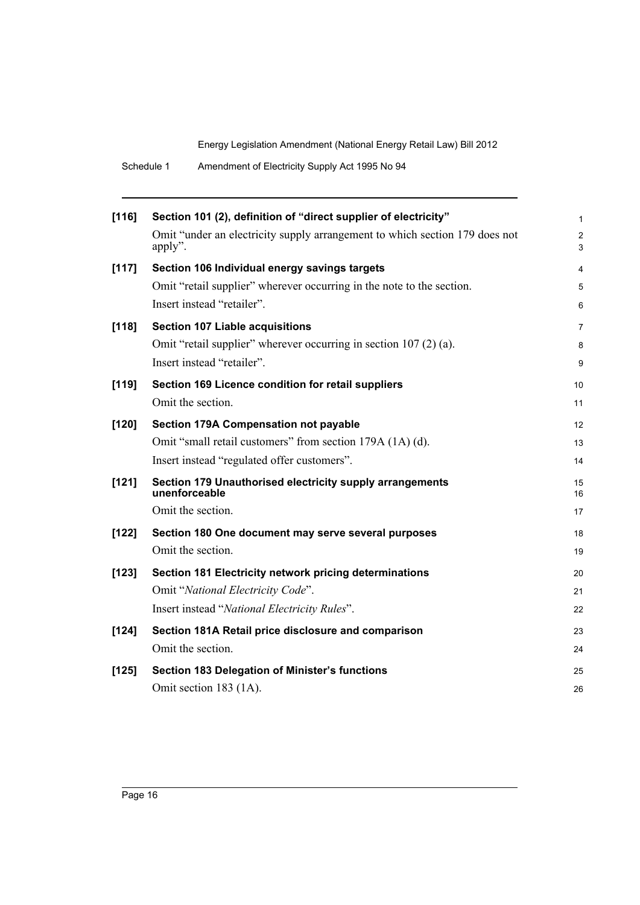**[116] Section 101 (2), definition of "direct supplier of electricity"**

Omit "under an electricity supply arrangement to which section 179 does not apply".

**[117] Section 106 Individual energy savings targets**

Omit "retail supplier" wherever occurring in the note to the section.

Insert instead "retailer".

**[118] Section 107 Liable acquisitions**

Omit "retail supplier" wherever occurring in section 107 (2) (a).

Insert instead "retailer".

**[119] Section 169 Licence condition for retail suppliers**

Omit the section.

**[120] Section 179A Compensation not payable**

Omit "small retail customers" from section 179A (1A) (d).

Insert instead "regulated offer customers".

**[121] Section 179 Unauthorised electricity supply arrangements unenforceable**

Omit the section.

**[122] Section 180 One document may serve several purposes**

Omit the section.

**[123] Section 181 Electricity network pricing determinations**

Omit "*National Electricity Code*".

Insert instead "*National Electricity Rules*".

**[124] Section 181A Retail price disclosure and comparison**

Omit the section.

**[125] Section 183 Delegation of Minister's functions**

Omit section 183 (1A).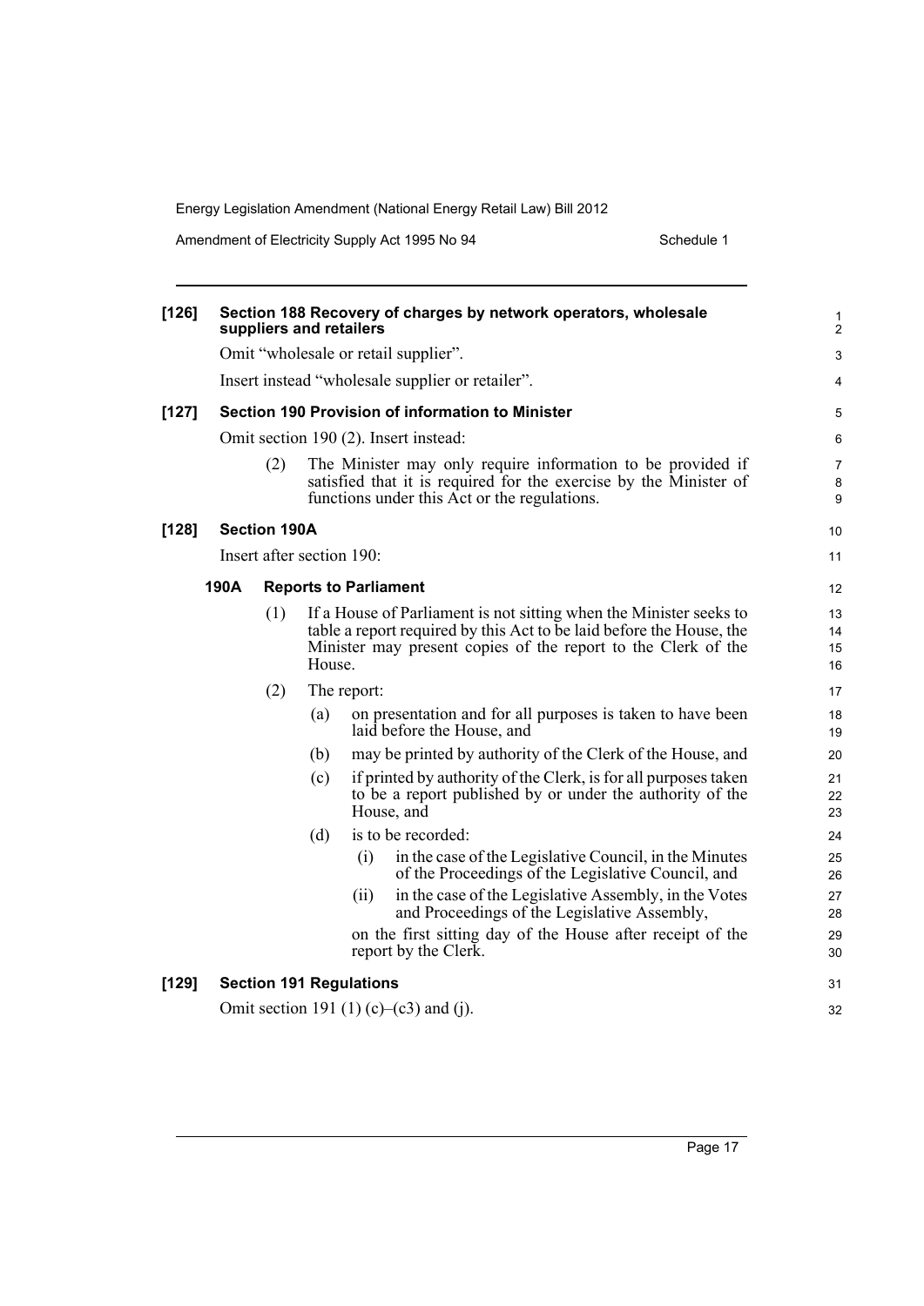**[126] Section 188 Recovery of charges by network operators, wholesale suppliers and retailers**

Omit "wholesale or retail supplier".

Insert instead "wholesale supplier or retailer".

**[127] Section 190 Provision of information to Minister**

Omit section 190 (2). Insert instead:

(2) The Minister may only require information to be provided if satisfied that it is required for the exercise by the Minister of functions under this Act or the regulations.

**[128] Section 190A**

Insert after section 190:

**190A Reports to Parliament**

(1) If a House of Parliament is not sitting when the Minister seeks to table a report required by this Act to be laid before the House, the Minister may present copies of the report to the Clerk of the House.

(2) The report:

(a) on presentation and for all purposes is taken to have been laid before the House, and

(b) may be printed by authority of the Clerk of the House, and

(c) if printed by authority of the Clerk, is for all purposes taken to be a report published by or under the authority of the House, and

(d) is to be recorded:

(i) in the case of the Legislative Council, in the Minutes of the Proceedings of the Legislative Council, and

(ii) in the case of the Legislative Assembly, in the Votes and Proceedings of the Legislative Assembly,

on the first sitting day of the House after receipt of the report by the Clerk.

**[129] Section 191 Regulations**

Omit section 191 (1) (c)–(c3) and (j).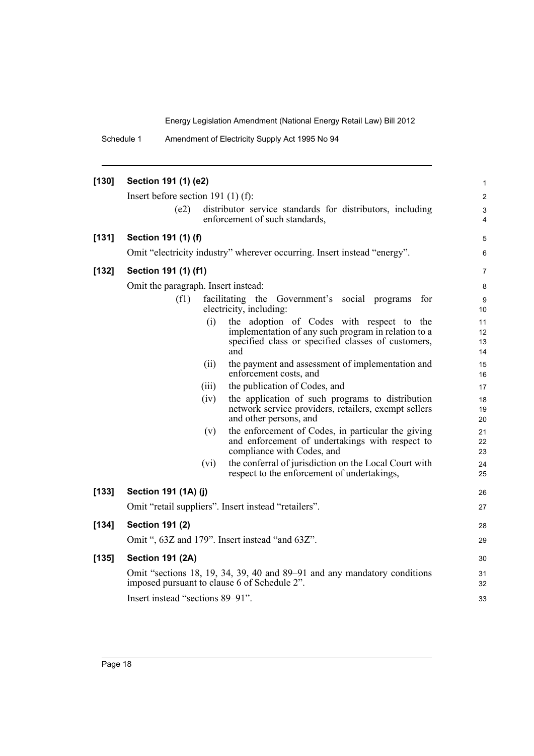**[130] Section 191 (1) (e2)**

Insert before section 191 (1) (f):

(e2) distributor service standards for distributors, including enforcement of such standards,

**[131] Section 191 (1) (f)**

Omit "electricity industry" wherever occurring. Insert instead "energy".

**[132] Section 191 (1) (f1)**

Omit the paragraph. Insert instead:

(f1) facilitating the Government's social programs for electricity, including:

(i) the adoption of Codes with respect to the implementation of any such program in relation to a specified class or specified classes of customers, and

(ii) the payment and assessment of implementation and enforcement costs, and

(iii) the publication of Codes, and

(iv) the application of such programs to distribution network service providers, retailers, exempt sellers and other persons, and

(v) the enforcement of Codes, in particular the giving and enforcement of undertakings with respect to compliance with Codes, and

(vi) the conferral of jurisdiction on the Local Court with respect to the enforcement of undertakings,

**[133] Section 191 (1A) (j)**

Omit "retail suppliers". Insert instead "retailers".

**[134] Section 191 (2)**

Omit ", 63Z and 179". Insert instead "and 63Z".

**[135] Section 191 (2A)**

Omit "sections 18, 19, 34, 39, 40 and 89–91 and any mandatory conditions imposed pursuant to clause 6 of Schedule 2".

Insert instead "sections 89–91".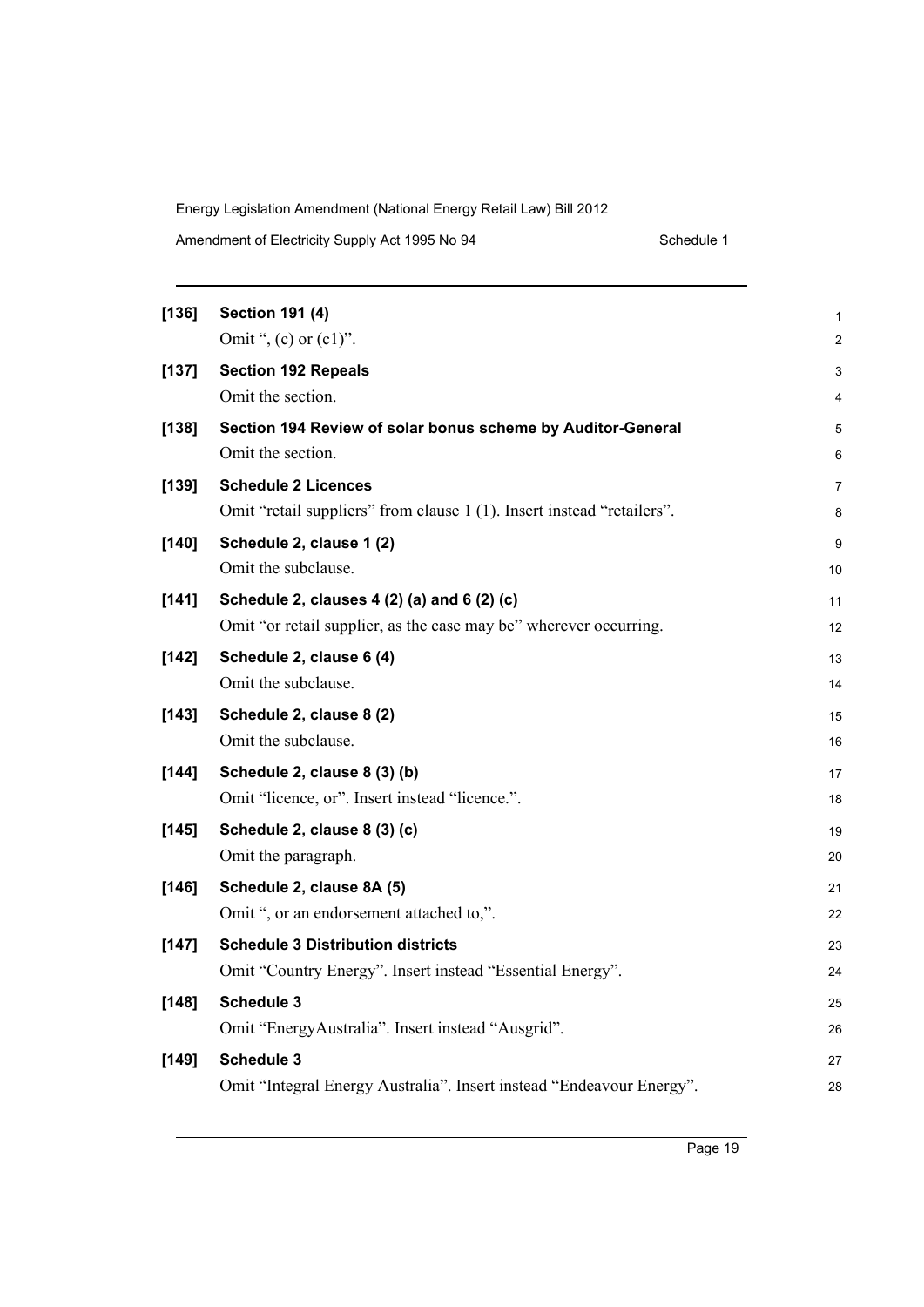**[136] Section 191 (4)**

Omit ", (c) or (c1)".

**[137] Section 192 Repeals**

Omit the section.

**[138] Section 194 Review of solar bonus scheme by Auditor-General**

Omit the section.

**[139] Schedule 2 Licences**

Omit "retail suppliers" from clause 1 (1). Insert instead "retailers".

**[140] Schedule 2, clause 1 (2)**

Omit the subclause.

**[141] Schedule 2, clauses 4 (2) (a) and 6 (2) (c)**

Omit "or retail supplier, as the case may be" wherever occurring.

**[142] Schedule 2, clause 6 (4)**

Omit the subclause.

**[143] Schedule 2, clause 8 (2)**

Omit the subclause.

**[144] Schedule 2, clause 8 (3) (b)**

Omit "licence, or". Insert instead "licence.".

**[145] Schedule 2, clause 8 (3) (c)**

Omit the paragraph.

**[146] Schedule 2, clause 8A (5)**

Omit ", or an endorsement attached to,".

**[147] Schedule 3 Distribution districts**

Omit "Country Energy". Insert instead "Essential Energy".

**[148] Schedule 3**

Omit "EnergyAustralia". Insert instead "Ausgrid".

**[149] Schedule 3**

Omit "Integral Energy Australia". Insert instead "Endeavour Energy".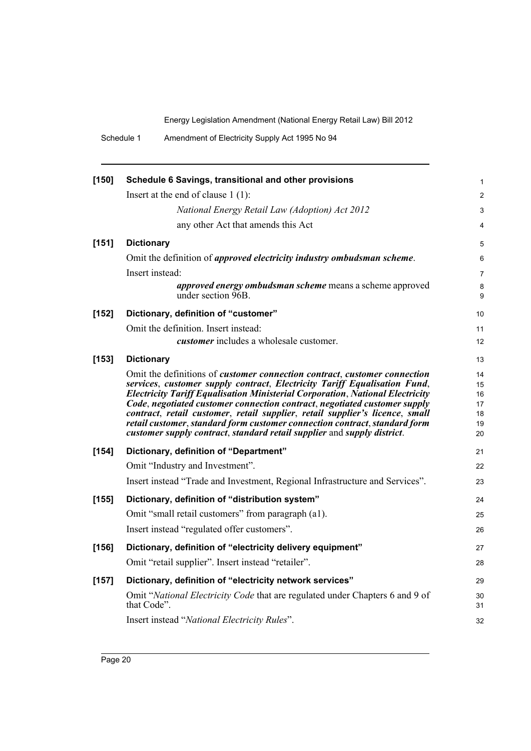**[150] Schedule 6 Savings, transitional and other provisions**

Insert at the end of clause 1 (1):

*National Energy Retail Law (Adoption) Act 2012*

any other Act that amends this Act

**[151] Dictionary**

Omit the definition of ***approved electricity industry ombudsman scheme***.

Insert instead:

***approved energy ombudsman scheme*** means a scheme approved under section 96B.

**[152] Dictionary, definition of "customer"**

Omit the definition. Insert instead:

***customer*** includes a wholesale customer.

**[153] Dictionary**

Omit the definitions of ***customer connection contract***, ***customer connection services***, ***customer supply contract***, ***Electricity Tariff Equalisation Fund***, ***Electricity Tariff Equalisation Ministerial Corporation***, ***National Electricity Code***, ***negotiated customer connection contract***, ***negotiated customer supply contract***, ***retail customer***, ***retail supplier***, ***retail supplier's licence***, ***small retail customer***, ***standard form customer connection contract***, ***standard form customer supply contract***, ***standard retail supplier*** and ***supply district***.

**[154] Dictionary, definition of "Department"**

Omit "Industry and Investment".

Insert instead "Trade and Investment, Regional Infrastructure and Services".

**[155] Dictionary, definition of "distribution system"**

Omit "small retail customers" from paragraph (a1).

Insert instead "regulated offer customers".

**[156] Dictionary, definition of "electricity delivery equipment"**

Omit "retail supplier". Insert instead "retailer".

**[157] Dictionary, definition of "electricity network services"**

Omit "*National Electricity Code* that are regulated under Chapters 6 and 9 of that Code".

Insert instead "*National Electricity Rules*".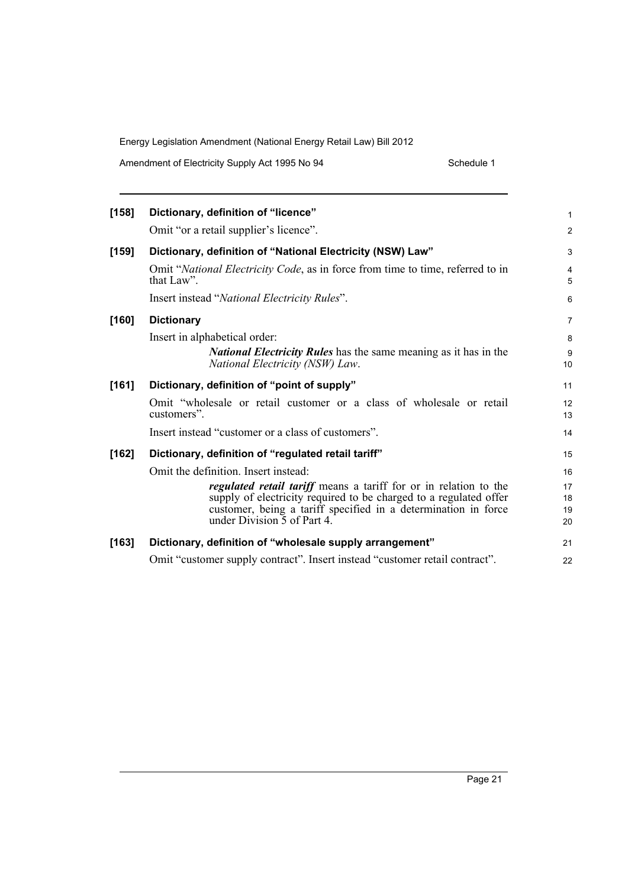**[158] Dictionary, definition of "licence"**

Omit "or a retail supplier's licence".

**[159] Dictionary, definition of "National Electricity (NSW) Law"**

Omit "*National Electricity Code*, as in force from time to time, referred to in that Law".

Insert instead "*National Electricity Rules*".

**[160] Dictionary**

Insert in alphabetical order:

> ***National Electricity Rules*** has the same meaning as it has in the *National Electricity (NSW) Law*.

**[161] Dictionary, definition of "point of supply"**

Omit "wholesale or retail customer or a class of wholesale or retail customers".

Insert instead "customer or a class of customers".

**[162] Dictionary, definition of "regulated retail tariff"**

Omit the definition. Insert instead:

> ***regulated retail tariff*** means a tariff for or in relation to the supply of electricity required to be charged to a regulated offer customer, being a tariff specified in a determination in force under Division 5 of Part 4.

**[163] Dictionary, definition of "wholesale supply arrangement"**

Omit "customer supply contract". Insert instead "customer retail contract".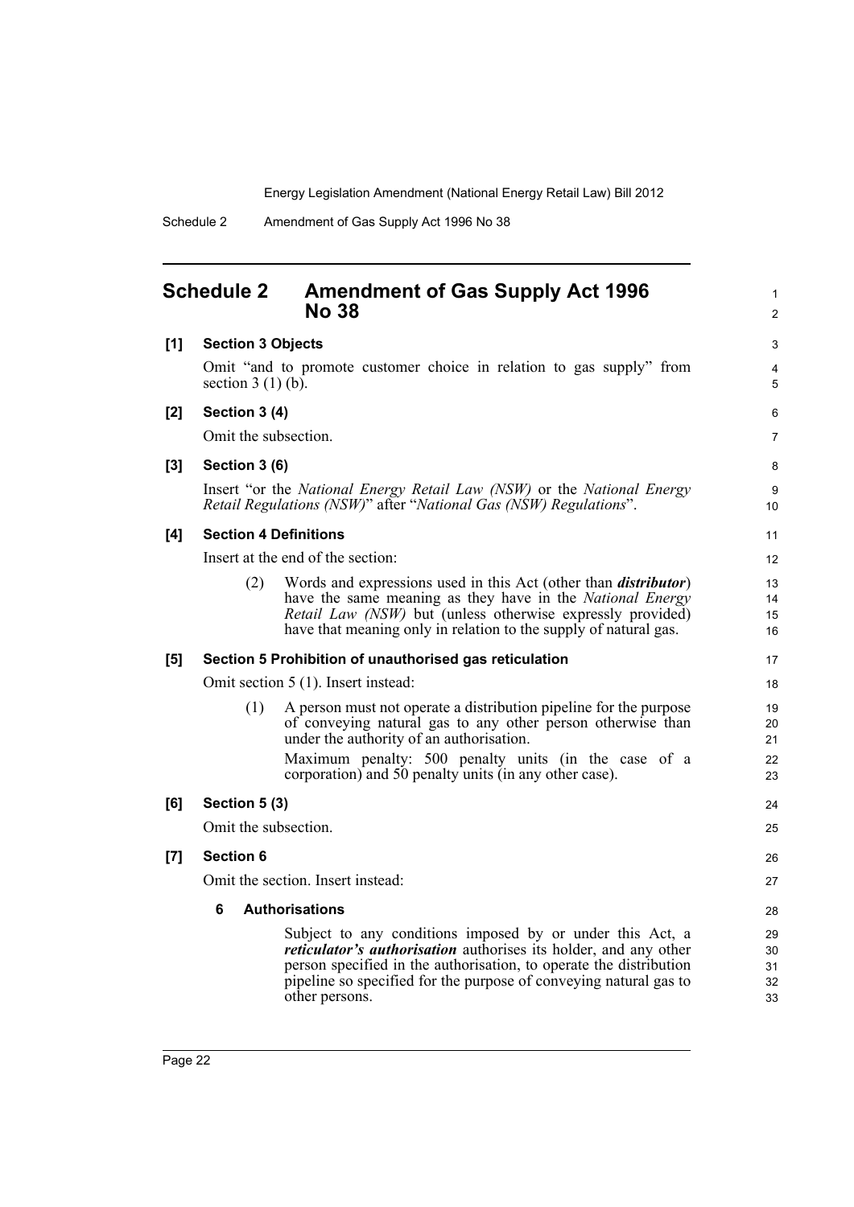## Schedule 2 Amendment of Gas Supply Act 1996 No 38

**[1] Section 3 Objects**

Omit "and to promote customer choice in relation to gas supply" from section 3 (1) (b).

**[2] Section 3 (4)**

Omit the subsection.

**[3] Section 3 (6)**

Insert "or the *National Energy Retail Law (NSW)* or the *National Energy Retail Regulations (NSW)*" after "*National Gas (NSW) Regulations*".

**[4] Section 4 Definitions**

Insert at the end of the section:

(2) Words and expressions used in this Act (other than ***distributor***) have the same meaning as they have in the *National Energy Retail Law (NSW)* but (unless otherwise expressly provided) have that meaning only in relation to the supply of natural gas.

**[5] Section 5 Prohibition of unauthorised gas reticulation**

Omit section 5 (1). Insert instead:

(1) A person must not operate a distribution pipeline for the purpose of conveying natural gas to any other person otherwise than under the authority of an authorisation.

Maximum penalty: 500 penalty units (in the case of a corporation) and 50 penalty units (in any other case).

**[6] Section 5 (3)**

Omit the subsection.

**[7] Section 6**

Omit the section. Insert instead:

**6 Authorisations**

Subject to any conditions imposed by or under this Act, a ***reticulator's authorisation*** authorises its holder, and any other person specified in the authorisation, to operate the distribution pipeline so specified for the purpose of conveying natural gas to other persons.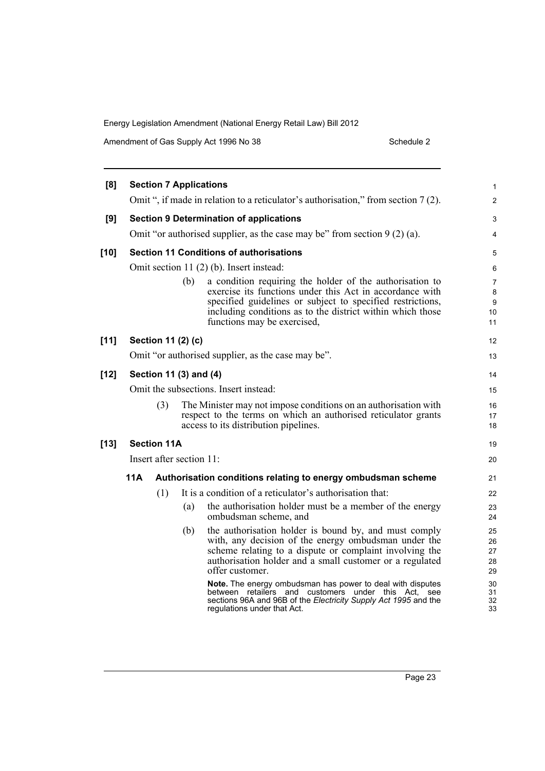**[8] Section 7 Applications**

Omit ", if made in relation to a reticulator's authorisation," from section 7 (2).

**[9] Section 9 Determination of applications**

Omit "or authorised supplier, as the case may be" from section 9 (2) (a).

**[10] Section 11 Conditions of authorisations**

Omit section 11 (2) (b). Insert instead:

(b) a condition requiring the holder of the authorisation to exercise its functions under this Act in accordance with specified guidelines or subject to specified restrictions, including conditions as to the district within which those functions may be exercised,

**[11] Section 11 (2) (c)**

Omit "or authorised supplier, as the case may be".

**[12] Section 11 (3) and (4)**

Omit the subsections. Insert instead:

(3) The Minister may not impose conditions on an authorisation with respect to the terms on which an authorised reticulator grants access to its distribution pipelines.

**[13] Section 11A**

Insert after section 11:

**11A Authorisation conditions relating to energy ombudsman scheme**

(1) It is a condition of a reticulator's authorisation that:

(a) the authorisation holder must be a member of the energy ombudsman scheme, and

(b) the authorisation holder is bound by, and must comply with, any decision of the energy ombudsman under the scheme relating to a dispute or complaint involving the authorisation holder and a small customer or a regulated offer customer.

**Note.** The energy ombudsman has power to deal with disputes between retailers and customers under this Act, see sections 96A and 96B of the *Electricity Supply Act 1995* and the regulations under that Act.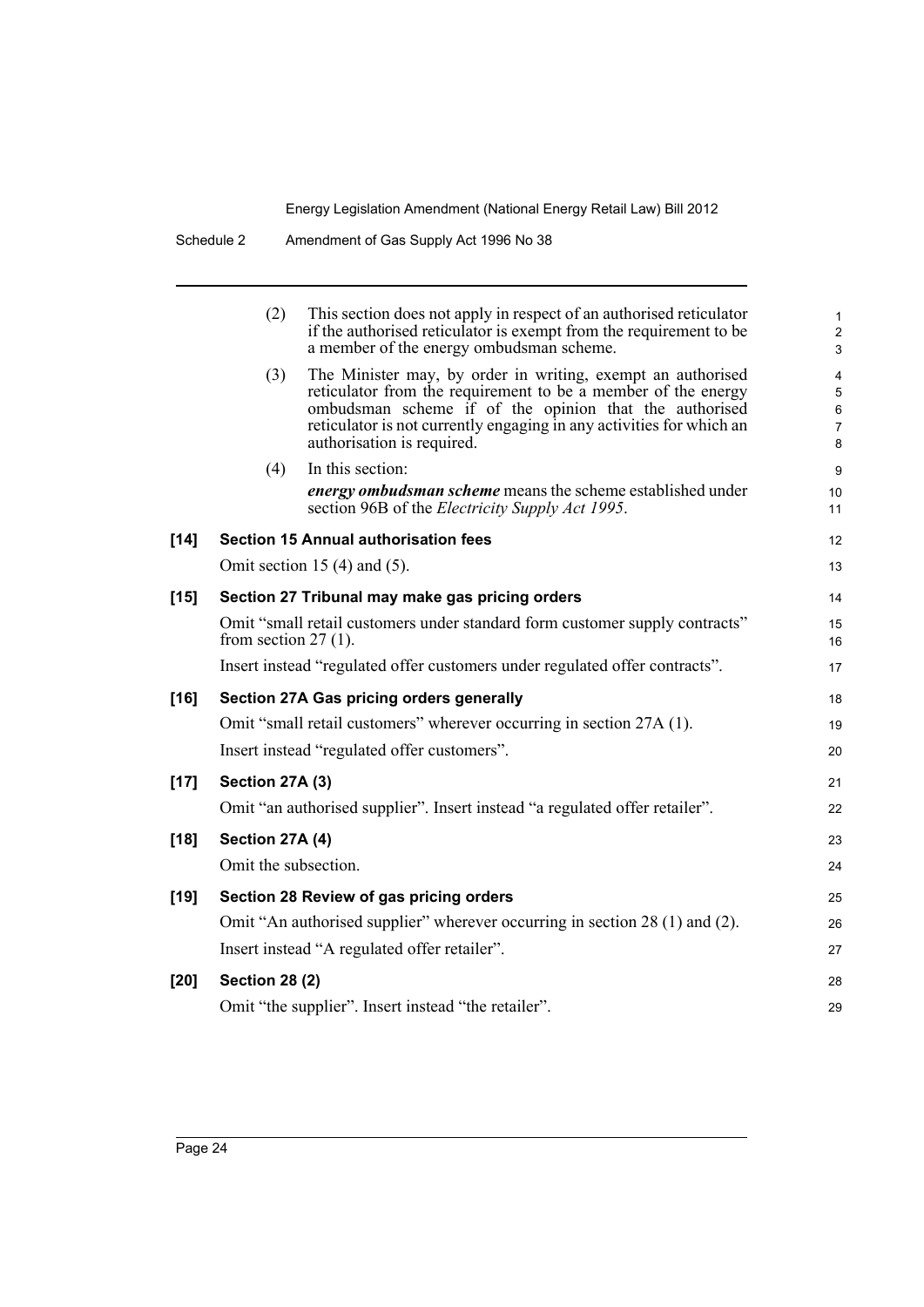(2) This section does not apply in respect of an authorised reticulator if the authorised reticulator is exempt from the requirement to be a member of the energy ombudsman scheme.

(3) The Minister may, by order in writing, exempt an authorised reticulator from the requirement to be a member of the energy ombudsman scheme if of the opinion that the authorised reticulator is not currently engaging in any activities for which an authorisation is required.

(4) In this section:

***energy ombudsman scheme*** means the scheme established under section 96B of the *Electricity Supply Act 1995*.

**[14] Section 15 Annual authorisation fees**

Omit section 15 (4) and (5).

**[15] Section 27 Tribunal may make gas pricing orders**

Omit "small retail customers under standard form customer supply contracts" from section 27 (1).

Insert instead "regulated offer customers under regulated offer contracts".

**[16] Section 27A Gas pricing orders generally**

Omit "small retail customers" wherever occurring in section 27A (1).

Insert instead "regulated offer customers".

**[17] Section 27A (3)**

Omit "an authorised supplier". Insert instead "a regulated offer retailer".

**[18] Section 27A (4)**

Omit the subsection.

**[19] Section 28 Review of gas pricing orders**

Omit "An authorised supplier" wherever occurring in section 28 (1) and (2).

Insert instead "A regulated offer retailer".

**[20] Section 28 (2)**

Omit "the supplier". Insert instead "the retailer".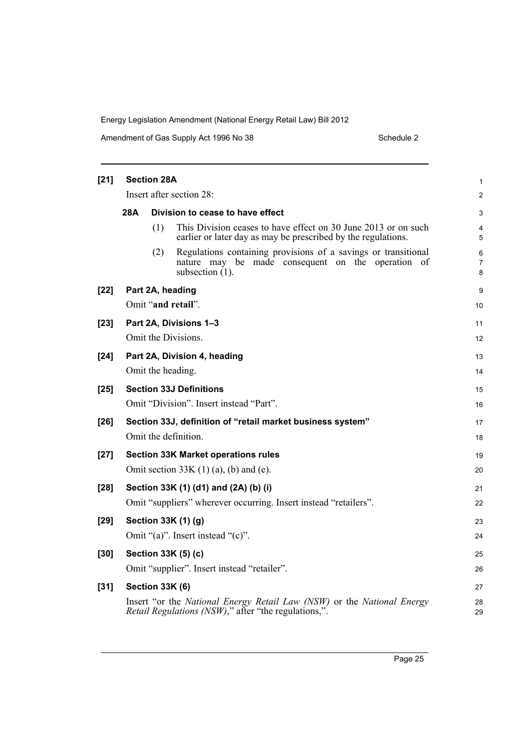**[21] Section 28A**

Insert after section 28:

**28A Division to cease to have effect**

(1) This Division ceases to have effect on 30 June 2013 or on such earlier or later day as may be prescribed by the regulations.

(2) Regulations containing provisions of a savings or transitional nature may be made consequent on the operation of subsection (1).

**[22] Part 2A, heading**

Omit "**and retail**".

**[23] Part 2A, Divisions 1–3**

Omit the Divisions.

**[24] Part 2A, Division 4, heading**

Omit the heading.

**[25] Section 33J Definitions**

Omit "Division". Insert instead "Part".

**[26] Section 33J, definition of "retail market business system"**

Omit the definition.

**[27] Section 33K Market operations rules**

Omit section 33K (1) (a), (b) and (e).

**[28] Section 33K (1) (d1) and (2A) (b) (i)**

Omit "suppliers" wherever occurring. Insert instead "retailers".

**[29] Section 33K (1) (g)**

Omit "(a)". Insert instead "(c)".

**[30] Section 33K (5) (c)**

Omit "supplier". Insert instead "retailer".

**[31] Section 33K (6)**

Insert "or the *National Energy Retail Law (NSW)* or the *National Energy Retail Regulations (NSW)*," after "the regulations,".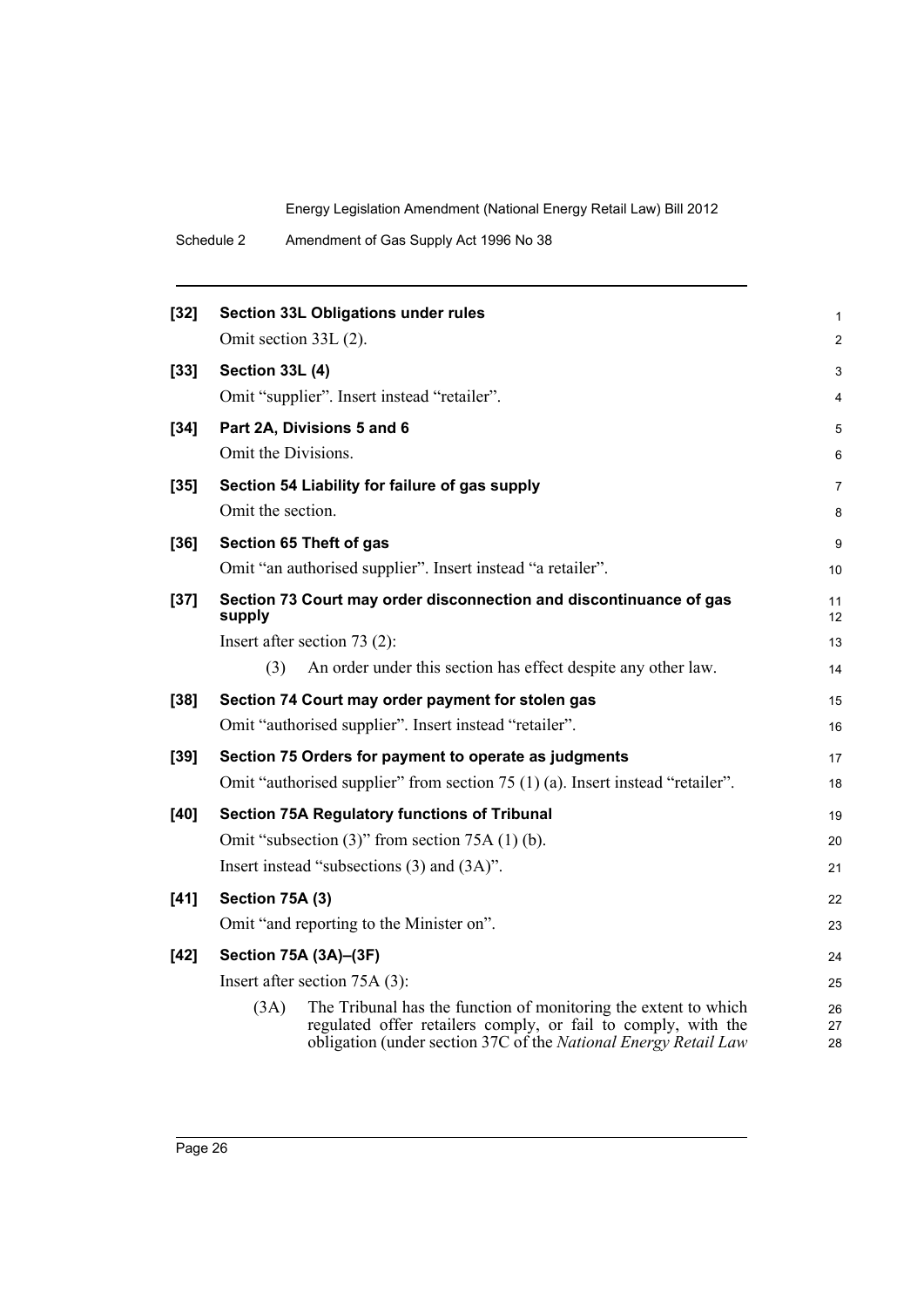**[32] Section 33L Obligations under rules**

Omit section 33L (2).

**[33] Section 33L (4)**

Omit "supplier". Insert instead "retailer".

**[34] Part 2A, Divisions 5 and 6**

Omit the Divisions.

**[35] Section 54 Liability for failure of gas supply**

Omit the section.

**[36] Section 65 Theft of gas**

Omit "an authorised supplier". Insert instead "a retailer".

**[37] Section 73 Court may order disconnection and discontinuance of gas supply**

Insert after section 73 (2):

(3) An order under this section has effect despite any other law.

**[38] Section 74 Court may order payment for stolen gas**

Omit "authorised supplier". Insert instead "retailer".

**[39] Section 75 Orders for payment to operate as judgments**

Omit "authorised supplier" from section 75 (1) (a). Insert instead "retailer".

**[40] Section 75A Regulatory functions of Tribunal**

Omit "subsection (3)" from section 75A (1) (b).

Insert instead "subsections (3) and (3A)".

**[41] Section 75A (3)**

Omit "and reporting to the Minister on".

**[42] Section 75A (3A)–(3F)**

Insert after section 75A (3):

(3A) The Tribunal has the function of monitoring the extent to which regulated offer retailers comply, or fail to comply, with the obligation (under section 37C of the *National Energy Retail Law*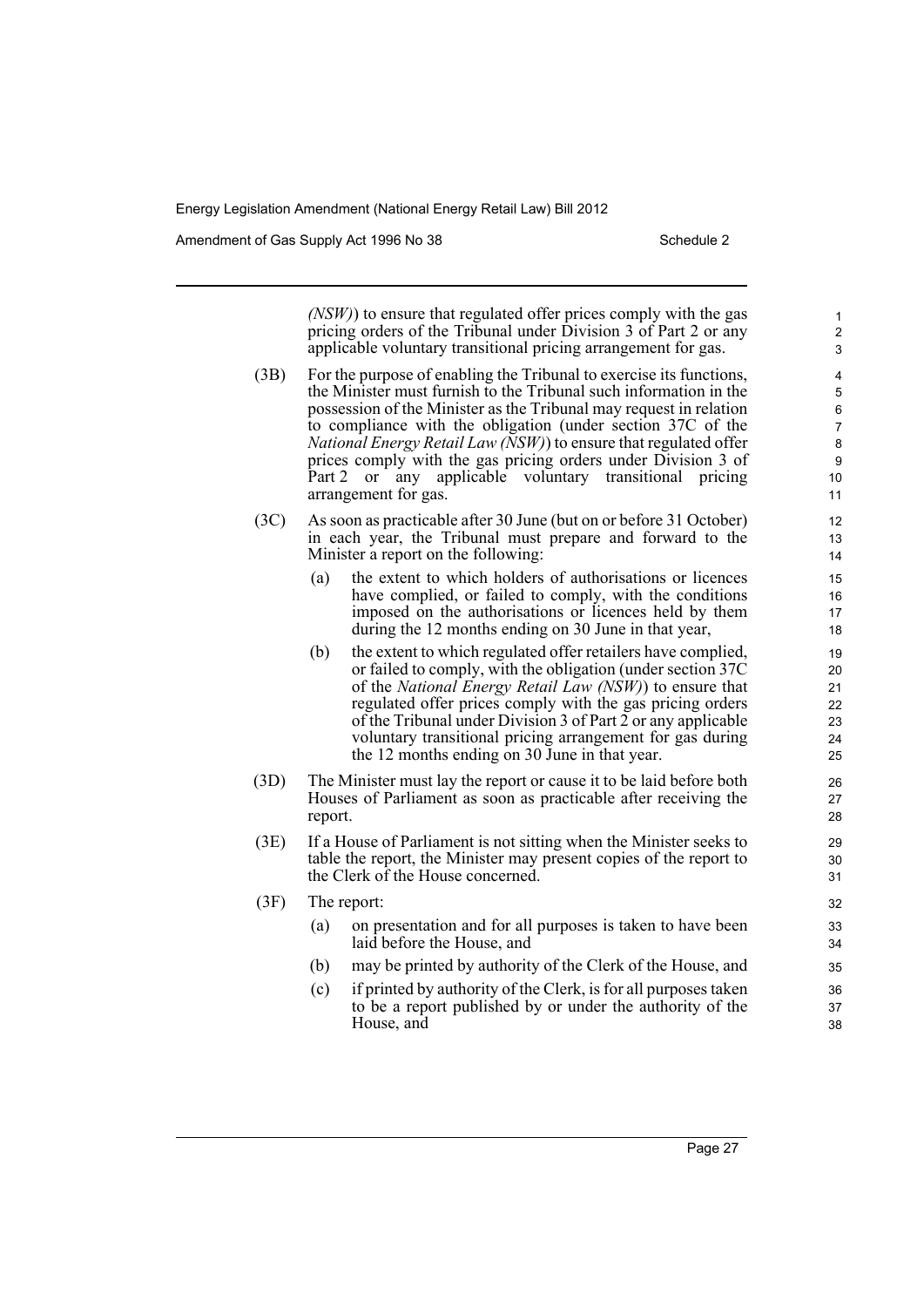*(NSW)*) to ensure that regulated offer prices comply with the gas pricing orders of the Tribunal under Division 3 of Part 2 or any applicable voluntary transitional pricing arrangement for gas.

(3B) For the purpose of enabling the Tribunal to exercise its functions, the Minister must furnish to the Tribunal such information in the possession of the Minister as the Tribunal may request in relation to compliance with the obligation (under section 37C of the *National Energy Retail Law (NSW)*) to ensure that regulated offer prices comply with the gas pricing orders under Division 3 of Part 2 or any applicable voluntary transitional pricing arrangement for gas.

(3C) As soon as practicable after 30 June (but on or before 31 October) in each year, the Tribunal must prepare and forward to the Minister a report on the following:

(a) the extent to which holders of authorisations or licences have complied, or failed to comply, with the conditions imposed on the authorisations or licences held by them during the 12 months ending on 30 June in that year,

(b) the extent to which regulated offer retailers have complied, or failed to comply, with the obligation (under section 37C of the *National Energy Retail Law (NSW)*) to ensure that regulated offer prices comply with the gas pricing orders of the Tribunal under Division 3 of Part 2 or any applicable voluntary transitional pricing arrangement for gas during the 12 months ending on 30 June in that year.

(3D) The Minister must lay the report or cause it to be laid before both Houses of Parliament as soon as practicable after receiving the report.

(3E) If a House of Parliament is not sitting when the Minister seeks to table the report, the Minister may present copies of the report to the Clerk of the House concerned.

(3F) The report:

(a) on presentation and for all purposes is taken to have been laid before the House, and

(b) may be printed by authority of the Clerk of the House, and

(c) if printed by authority of the Clerk, is for all purposes taken to be a report published by or under the authority of the House, and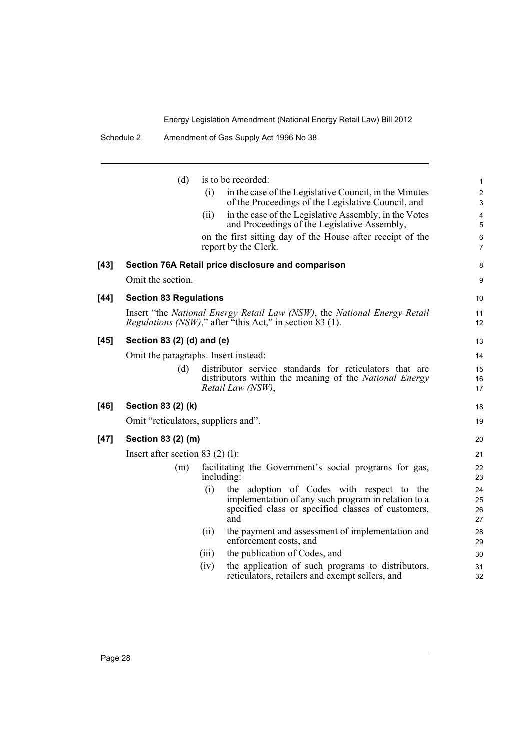(d) is to be recorded:

(i) in the case of the Legislative Council, in the Minutes of the Proceedings of the Legislative Council, and

(ii) in the case of the Legislative Assembly, in the Votes and Proceedings of the Legislative Assembly,

on the first sitting day of the House after receipt of the report by the Clerk.

**[43] Section 76A Retail price disclosure and comparison**

Omit the section.

**[44] Section 83 Regulations**

Insert "the *National Energy Retail Law (NSW)*, the *National Energy Retail Regulations (NSW)*," after "this Act," in section 83 (1).

**[45] Section 83 (2) (d) and (e)**

Omit the paragraphs. Insert instead:

(d) distributor service standards for reticulators that are distributors within the meaning of the *National Energy Retail Law (NSW)*,

**[46] Section 83 (2) (k)**

Omit "reticulators, suppliers and".

**[47] Section 83 (2) (m)**

Insert after section 83 (2) (l):

(m) facilitating the Government's social programs for gas, including:

(i) the adoption of Codes with respect to the implementation of any such program in relation to a specified class or specified classes of customers, and

(ii) the payment and assessment of implementation and enforcement costs, and

(iii) the publication of Codes, and

(iv) the application of such programs to distributors, reticulators, retailers and exempt sellers, and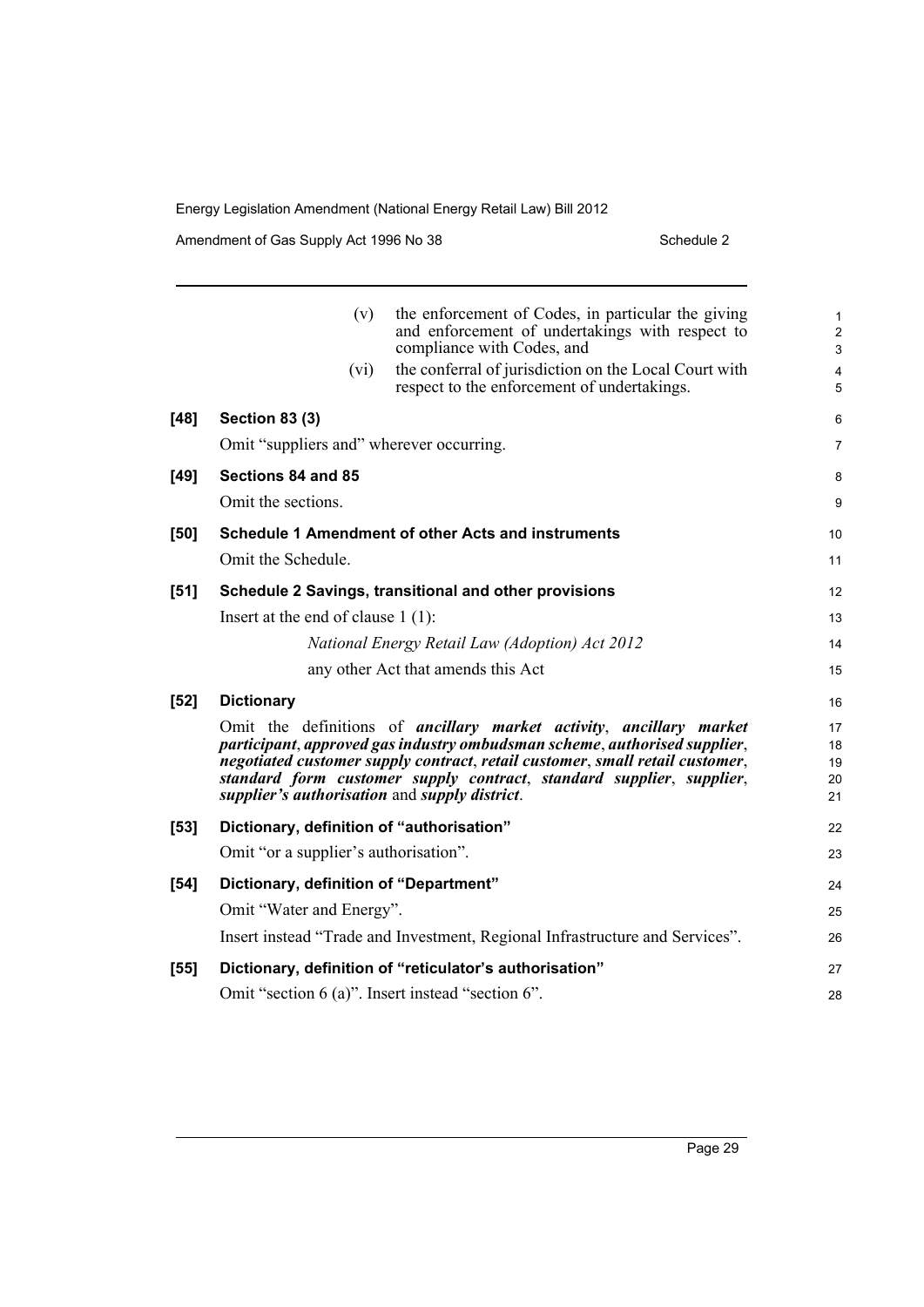(v) the enforcement of Codes, in particular the giving and enforcement of undertakings with respect to compliance with Codes, and

(vi) the conferral of jurisdiction on the Local Court with respect to the enforcement of undertakings.

**[48] Section 83 (3)**

Omit "suppliers and" wherever occurring.

**[49] Sections 84 and 85**

Omit the sections.

**[50] Schedule 1 Amendment of other Acts and instruments**

Omit the Schedule.

**[51] Schedule 2 Savings, transitional and other provisions**

Insert at the end of clause 1 (1):

*National Energy Retail Law (Adoption) Act 2012*

any other Act that amends this Act

**[52] Dictionary**

Omit the definitions of ***ancillary market activity***, ***ancillary market participant***, ***approved gas industry ombudsman scheme***, ***authorised supplier***, ***negotiated customer supply contract***, ***retail customer***, ***small retail customer***, ***standard form customer supply contract***, ***standard supplier***, ***supplier***, ***supplier's authorisation*** and ***supply district***.

**[53] Dictionary, definition of "authorisation"**

Omit "or a supplier's authorisation".

**[54] Dictionary, definition of "Department"**

Omit "Water and Energy".

Insert instead "Trade and Investment, Regional Infrastructure and Services".

**[55] Dictionary, definition of "reticulator's authorisation"**

Omit "section 6 (a)". Insert instead "section 6".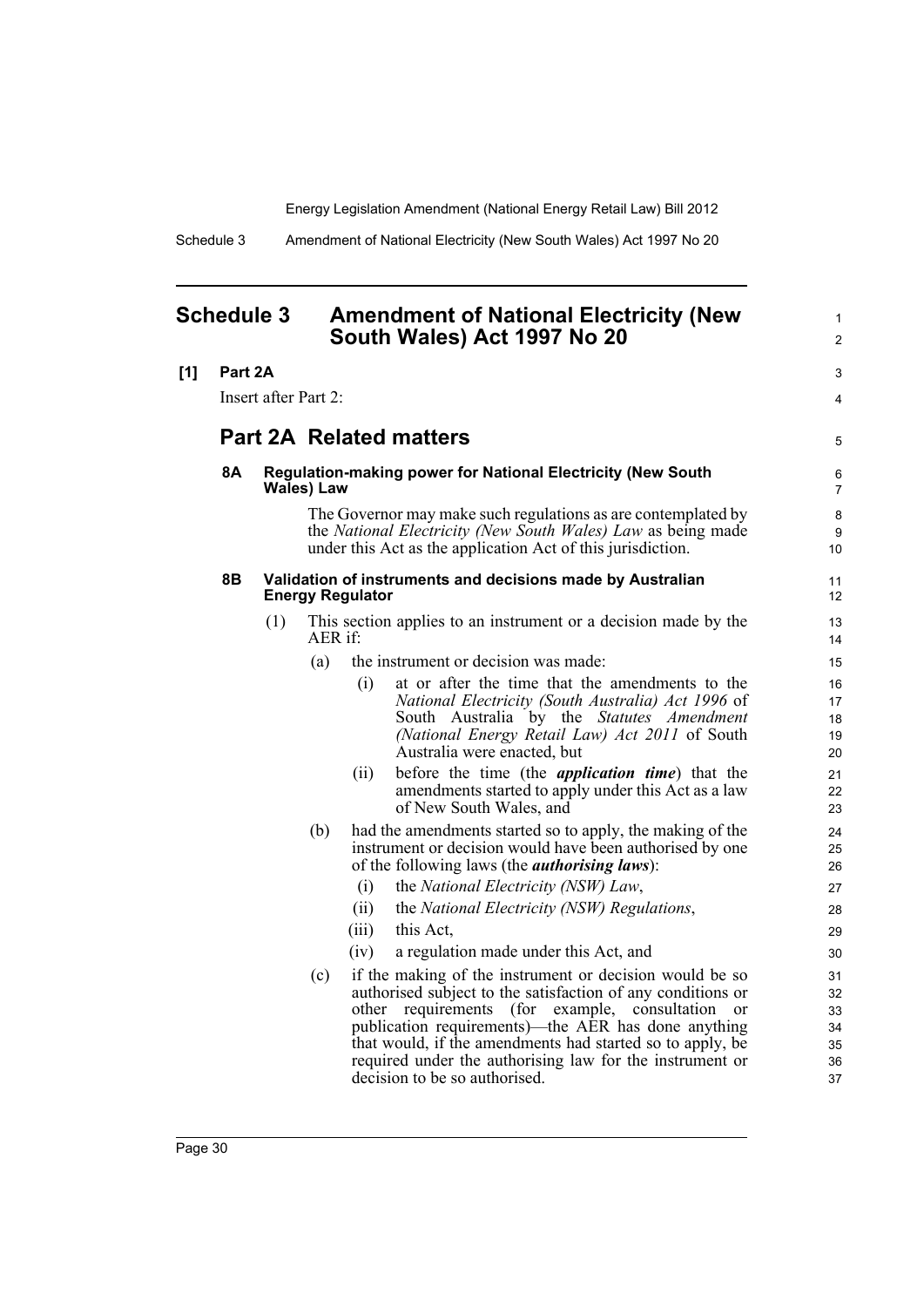# Schedule 3 Amendment of National Electricity (New South Wales) Act 1997 No 20

**[1] Part 2A**

Insert after Part 2:

## Part 2A Related matters

### 8A Regulation-making power for National Electricity (New South Wales) Law

The Governor may make such regulations as are contemplated by the *National Electricity (New South Wales) Law* as being made under this Act as the application Act of this jurisdiction.

### 8B Validation of instruments and decisions made by Australian Energy Regulator

(1) This section applies to an instrument or a decision made by the AER if:

(a) the instrument or decision was made:

(i) at or after the time that the amendments to the *National Electricity (South Australia) Act 1996* of South Australia by the *Statutes Amendment (National Energy Retail Law) Act 2011* of South Australia were enacted, but

(ii) before the time (the ***application time***) that the amendments started to apply under this Act as a law of New South Wales, and

(b) had the amendments started so to apply, the making of the instrument or decision would have been authorised by one of the following laws (the ***authorising laws***):

(i) the *National Electricity (NSW) Law*,

(ii) the *National Electricity (NSW) Regulations*,

(iii) this Act,

(iv) a regulation made under this Act, and

(c) if the making of the instrument or decision would be so authorised subject to the satisfaction of any conditions or other requirements (for example, consultation or publication requirements)—the AER has done anything that would, if the amendments had started so to apply, be required under the authorising law for the instrument or decision to be so authorised.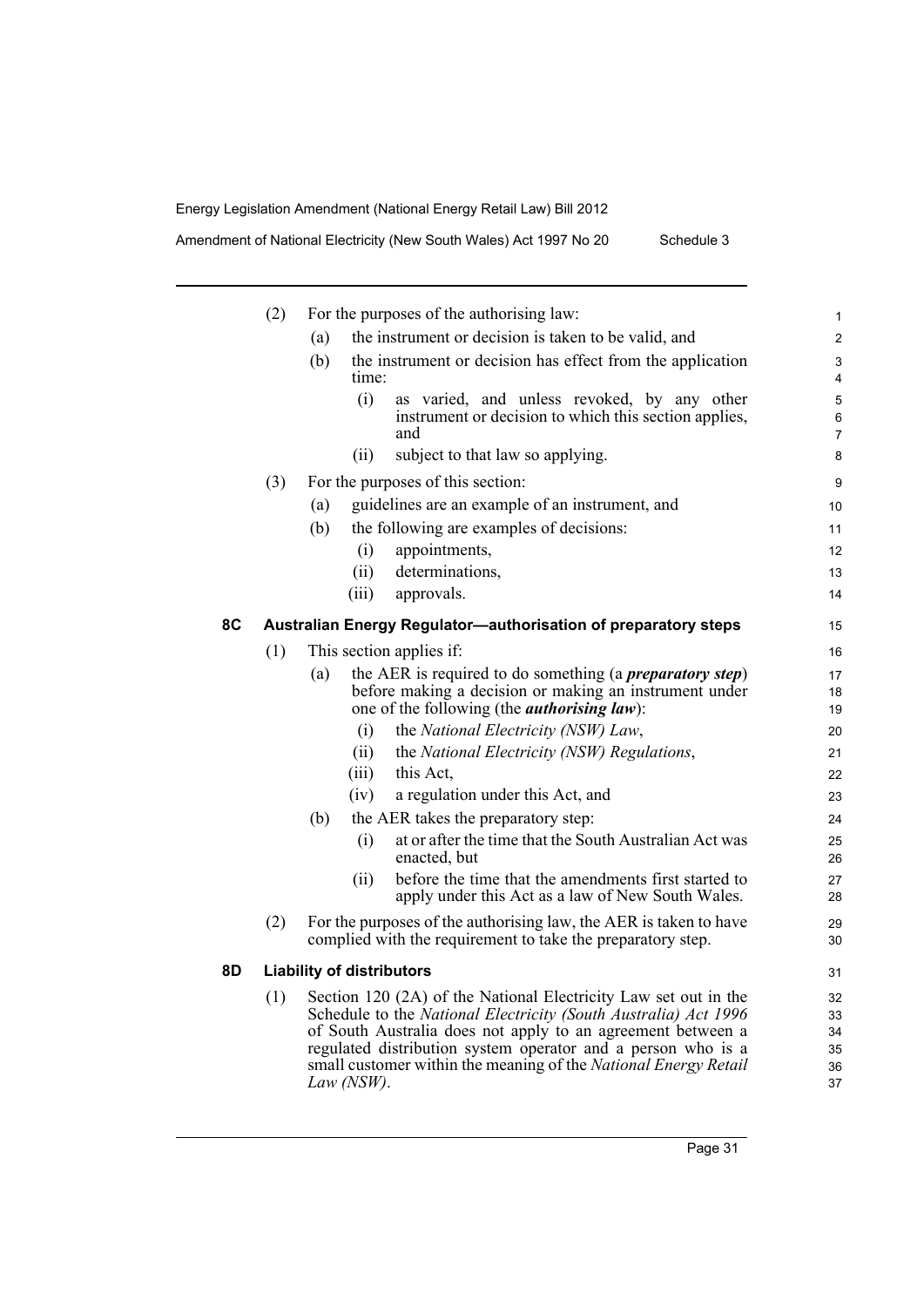(2) For the purposes of the authorising law:

(a) the instrument or decision is taken to be valid, and

(b) the instrument or decision has effect from the application time:

(i) as varied, and unless revoked, by any other instrument or decision to which this section applies, and

(ii) subject to that law so applying.

(3) For the purposes of this section:

(a) guidelines are an example of an instrument, and

(b) the following are examples of decisions:

(i) appointments,

(ii) determinations,

(iii) approvals.

### 8C Australian Energy Regulator—authorisation of preparatory steps

(1) This section applies if:

(a) the AER is required to do something (a ***preparatory step***) before making a decision or making an instrument under one of the following (the ***authorising law***):

(i) the *National Electricity (NSW) Law*,

(ii) the *National Electricity (NSW) Regulations*,

(iii) this Act,

(iv) a regulation under this Act, and

(b) the AER takes the preparatory step:

(i) at or after the time that the South Australian Act was enacted, but

(ii) before the time that the amendments first started to apply under this Act as a law of New South Wales.

(2) For the purposes of the authorising law, the AER is taken to have complied with the requirement to take the preparatory step.

### 8D Liability of distributors

(1) Section 120 (2A) of the National Electricity Law set out in the Schedule to the *National Electricity (South Australia) Act 1996* of South Australia does not apply to an agreement between a regulated distribution system operator and a person who is a small customer within the meaning of the *National Energy Retail Law (NSW)*.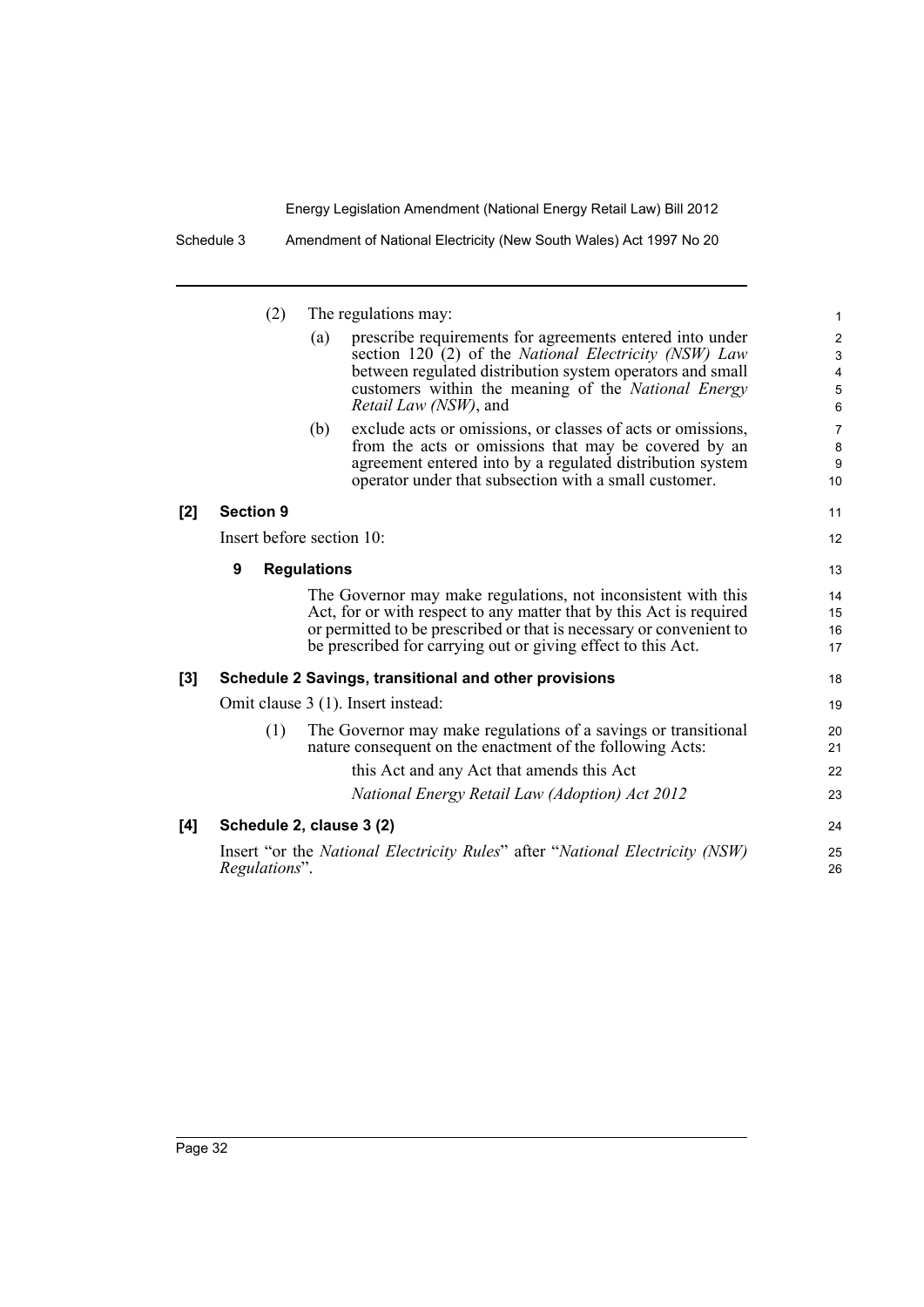(2) The regulations may:

(a) prescribe requirements for agreements entered into under section 120 (2) of the *National Electricity (NSW) Law* between regulated distribution system operators and small customers within the meaning of the *National Energy Retail Law (NSW)*, and

(b) exclude acts or omissions, or classes of acts or omissions, from the acts or omissions that may be covered by an agreement entered into by a regulated distribution system operator under that subsection with a small customer.

**[2] Section 9**

Insert before section 10:

**9 Regulations**

The Governor may make regulations, not inconsistent with this Act, for or with respect to any matter that by this Act is required or permitted to be prescribed or that is necessary or convenient to be prescribed for carrying out or giving effect to this Act.

**[3] Schedule 2 Savings, transitional and other provisions**

Omit clause 3 (1). Insert instead:

(1) The Governor may make regulations of a savings or transitional nature consequent on the enactment of the following Acts:

this Act and any Act that amends this Act

*National Energy Retail Law (Adoption) Act 2012*

**[4] Schedule 2, clause 3 (2)**

Insert "or the *National Electricity Rules*" after "*National Electricity (NSW) Regulations*".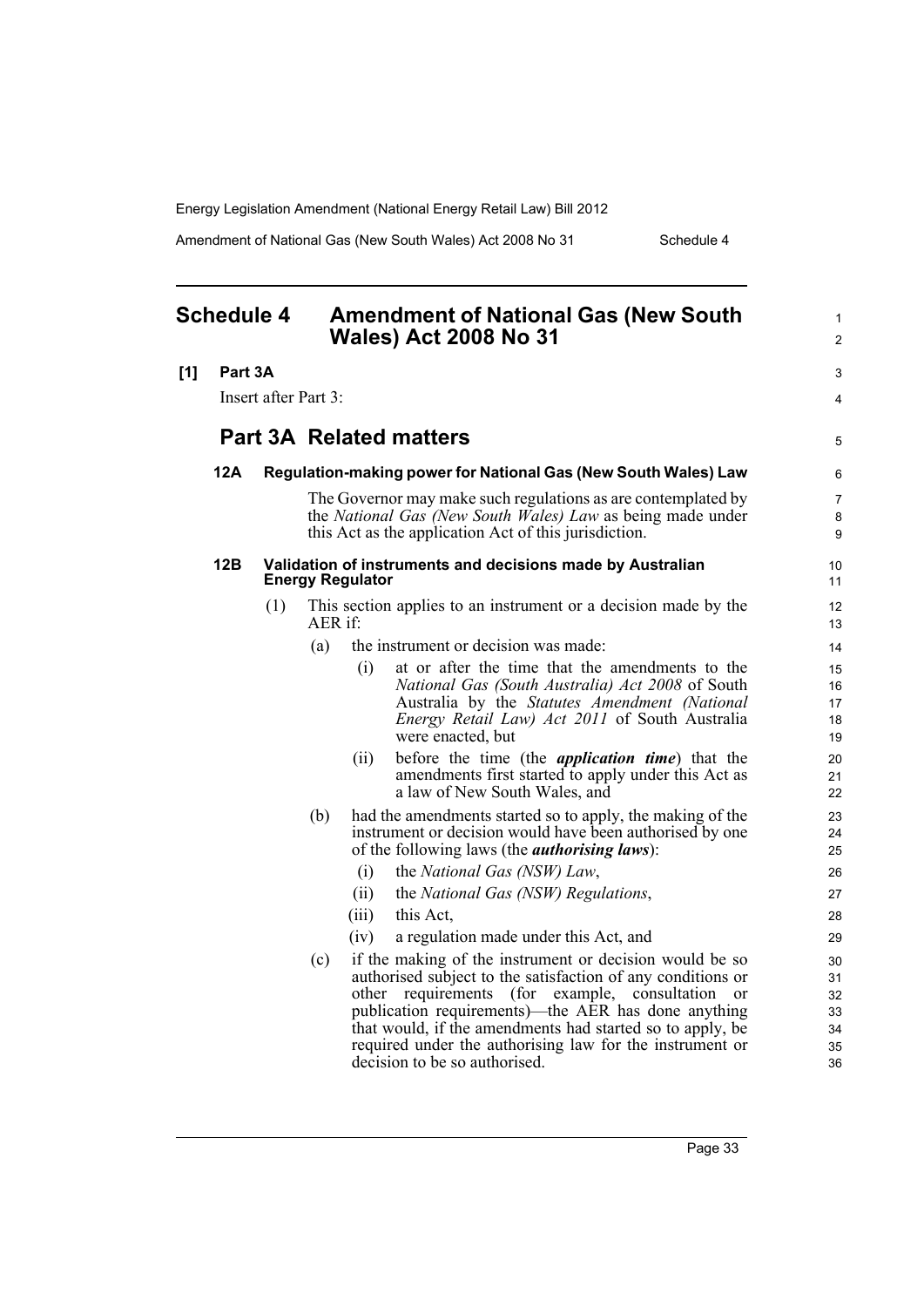# Schedule 4 Amendment of National Gas (New South Wales) Act 2008 No 31

**[1] Part 3A**

Insert after Part 3:

## Part 3A Related matters

### 12A Regulation-making power for National Gas (New South Wales) Law

The Governor may make such regulations as are contemplated by the *National Gas (New South Wales) Law* as being made under this Act as the application Act of this jurisdiction.

### 12B Validation of instruments and decisions made by Australian Energy Regulator

(1) This section applies to an instrument or a decision made by the AER if:

(a) the instrument or decision was made:

(i) at or after the time that the amendments to the *National Gas (South Australia) Act 2008* of South Australia by the *Statutes Amendment (National Energy Retail Law) Act 2011* of South Australia were enacted, but

(ii) before the time (the ***application time***) that the amendments first started to apply under this Act as a law of New South Wales, and

(b) had the amendments started so to apply, the making of the instrument or decision would have been authorised by one of the following laws (the ***authorising laws***):

(i) the *National Gas (NSW) Law*,

(ii) the *National Gas (NSW) Regulations*,

(iii) this Act,

(iv) a regulation made under this Act, and

(c) if the making of the instrument or decision would be so authorised subject to the satisfaction of any conditions or other requirements (for example, consultation or publication requirements)—the AER has done anything that would, if the amendments had started so to apply, be required under the authorising law for the instrument or decision to be so authorised.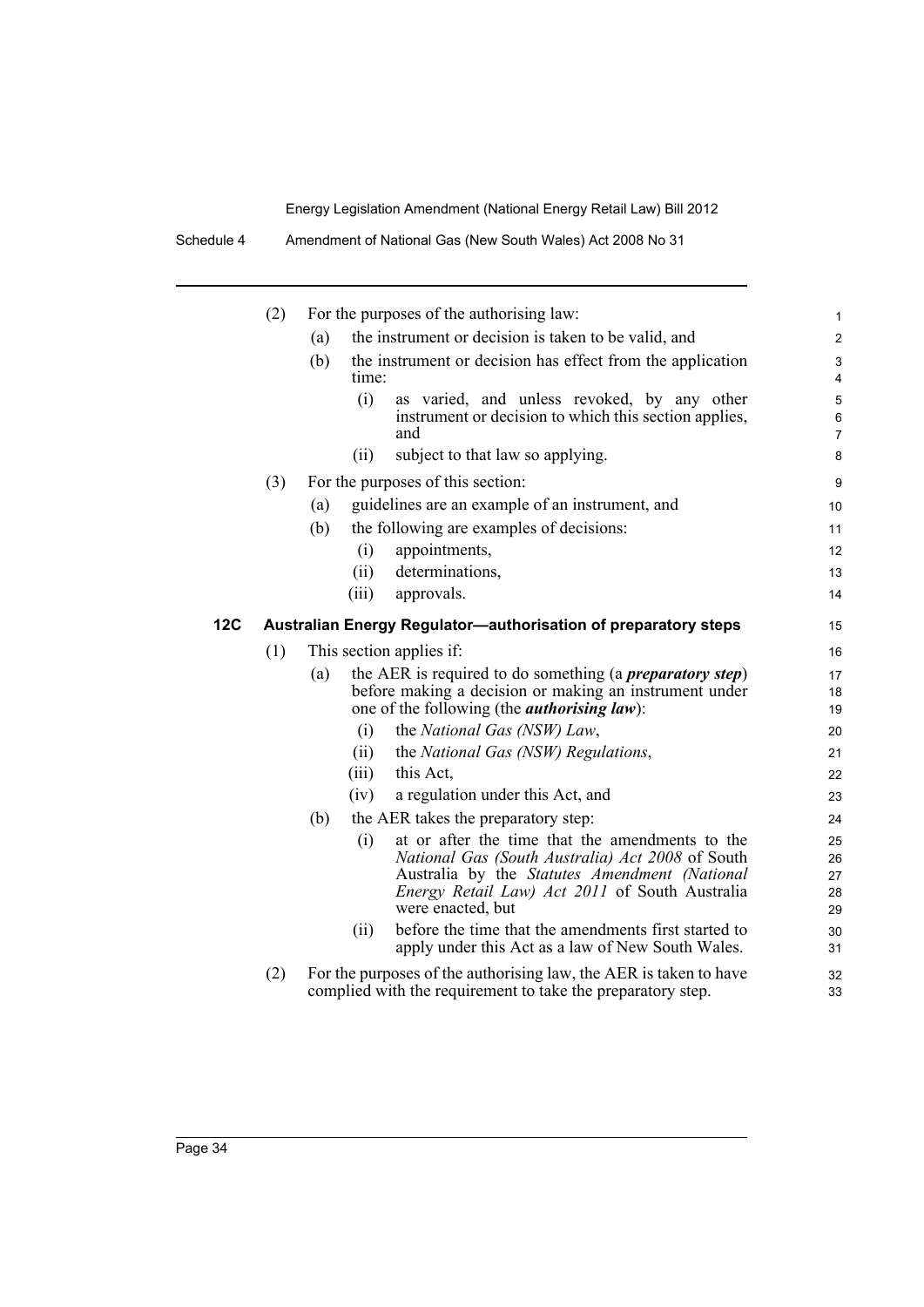(2) For the purposes of the authorising law:

(a) the instrument or decision is taken to be valid, and

(b) the instrument or decision has effect from the application time:

(i) as varied, and unless revoked, by any other instrument or decision to which this section applies, and

(ii) subject to that law so applying.

(3) For the purposes of this section:

(a) guidelines are an example of an instrument, and

(b) the following are examples of decisions:

(i) appointments,

(ii) determinations,

(iii) approvals.

### 12C Australian Energy Regulator—authorisation of preparatory steps

(1) This section applies if:

(a) the AER is required to do something (a ***preparatory step***) before making a decision or making an instrument under one of the following (the ***authorising law***):

(i) the *National Gas (NSW) Law*,

(ii) the *National Gas (NSW) Regulations*,

(iii) this Act,

(iv) a regulation under this Act, and

(b) the AER takes the preparatory step:

(i) at or after the time that the amendments to the *National Gas (South Australia) Act 2008* of South Australia by the *Statutes Amendment (National Energy Retail Law) Act 2011* of South Australia were enacted, but

(ii) before the time that the amendments first started to apply under this Act as a law of New South Wales.

(2) For the purposes of the authorising law, the AER is taken to have complied with the requirement to take the preparatory step.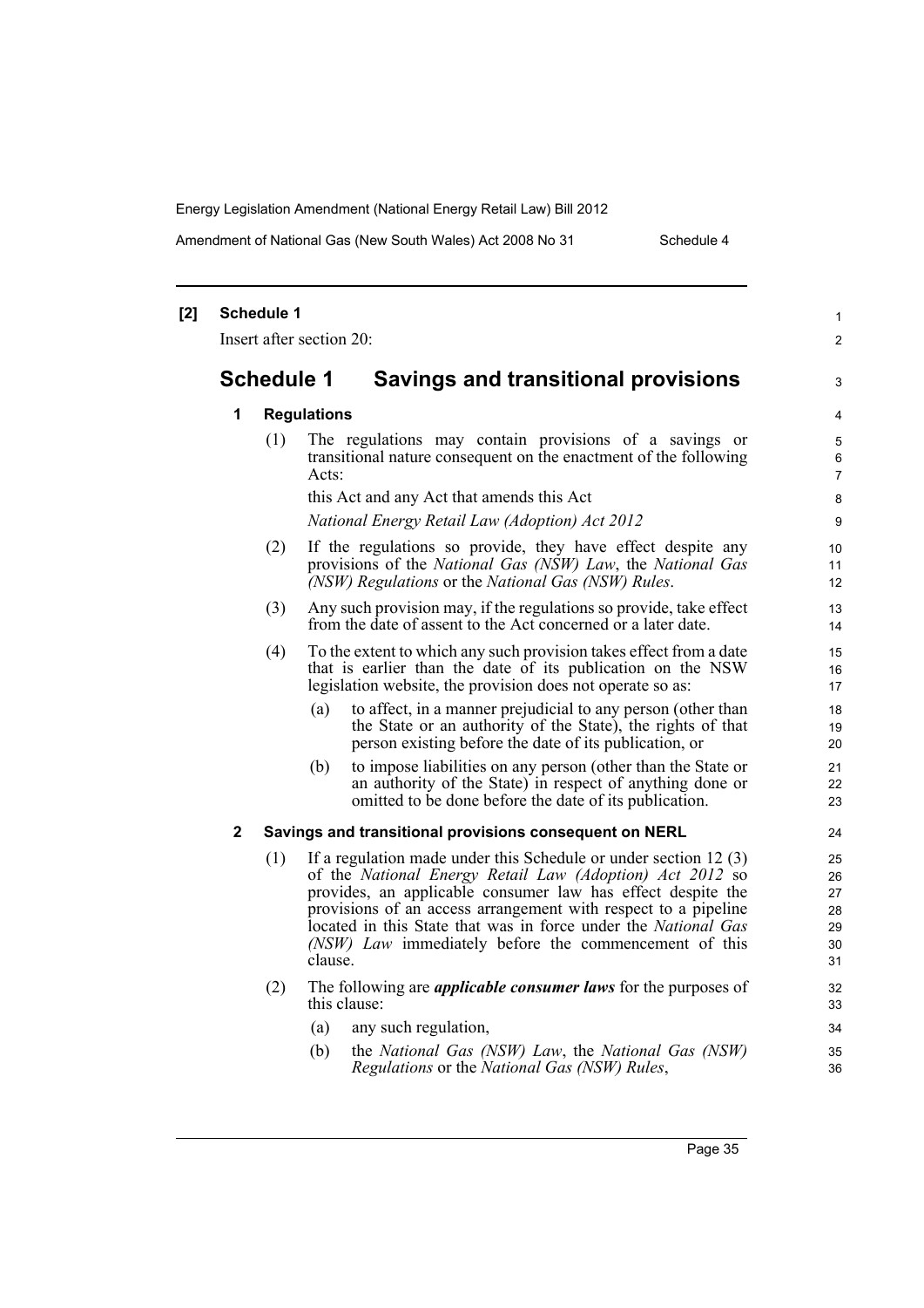**[2] Schedule 1**

Insert after section 20:

# Schedule 1 Savings and transitional provisions

## 1 Regulations

(1) The regulations may contain provisions of a savings or transitional nature consequent on the enactment of the following Acts:

this Act and any Act that amends this Act

*National Energy Retail Law (Adoption) Act 2012*

(2) If the regulations so provide, they have effect despite any provisions of the *National Gas (NSW) Law*, the *National Gas (NSW) Regulations* or the *National Gas (NSW) Rules*.

(3) Any such provision may, if the regulations so provide, take effect from the date of assent to the Act concerned or a later date.

(4) To the extent to which any such provision takes effect from a date that is earlier than the date of its publication on the NSW legislation website, the provision does not operate so as:

(a) to affect, in a manner prejudicial to any person (other than the State or an authority of the State), the rights of that person existing before the date of its publication, or

(b) to impose liabilities on any person (other than the State or an authority of the State) in respect of anything done or omitted to be done before the date of its publication.

## 2 Savings and transitional provisions consequent on NERL

(1) If a regulation made under this Schedule or under section 12 (3) of the *National Energy Retail Law (Adoption) Act 2012* so provides, an applicable consumer law has effect despite the provisions of an access arrangement with respect to a pipeline located in this State that was in force under the *National Gas (NSW) Law* immediately before the commencement of this clause.

(2) The following are ***applicable consumer laws*** for the purposes of this clause:

(a) any such regulation,

(b) the *National Gas (NSW) Law*, the *National Gas (NSW) Regulations* or the *National Gas (NSW) Rules*,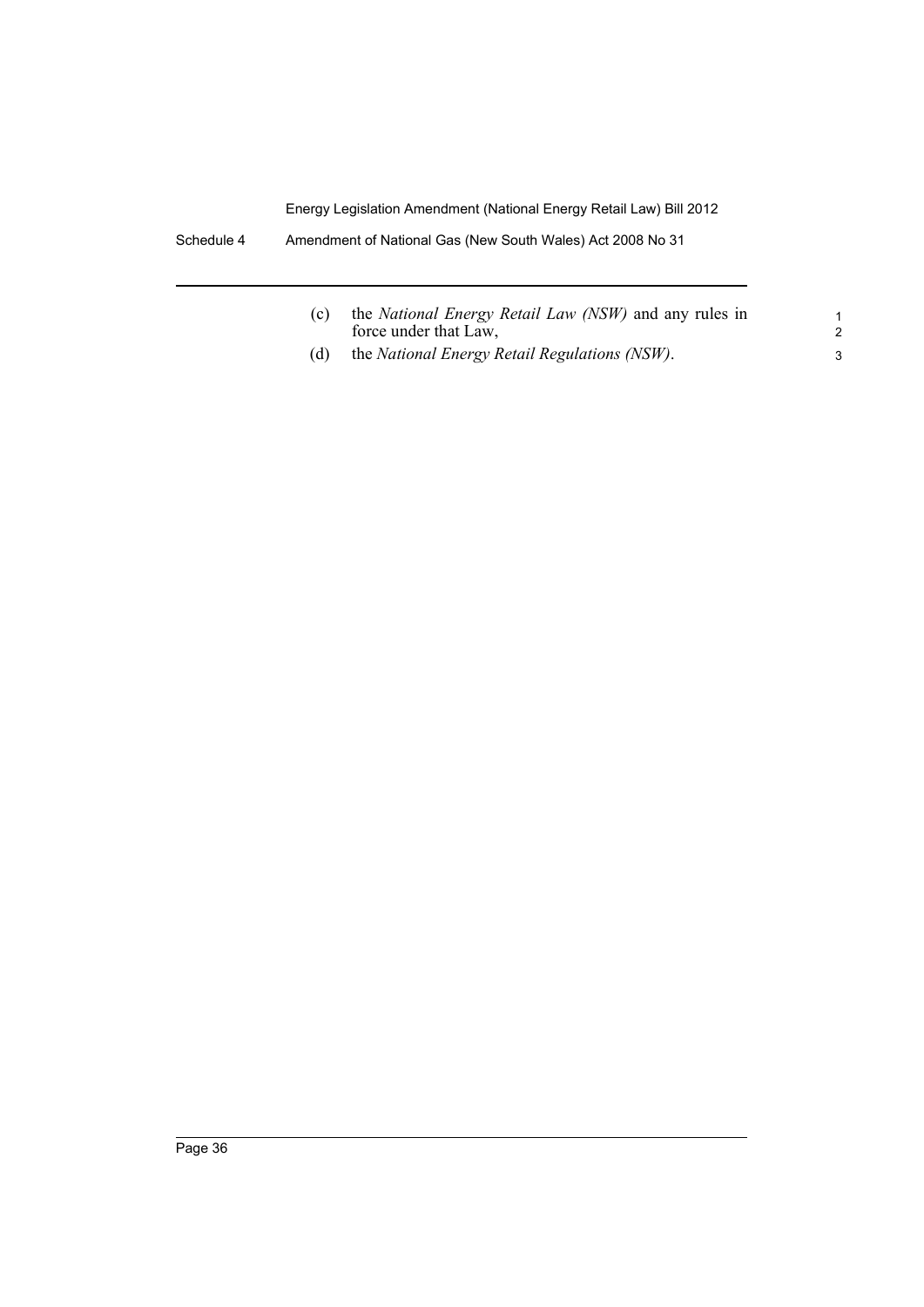(c) the *National Energy Retail Law (NSW)* and any rules in force under that Law,

(d) the *National Energy Retail Regulations (NSW)*.